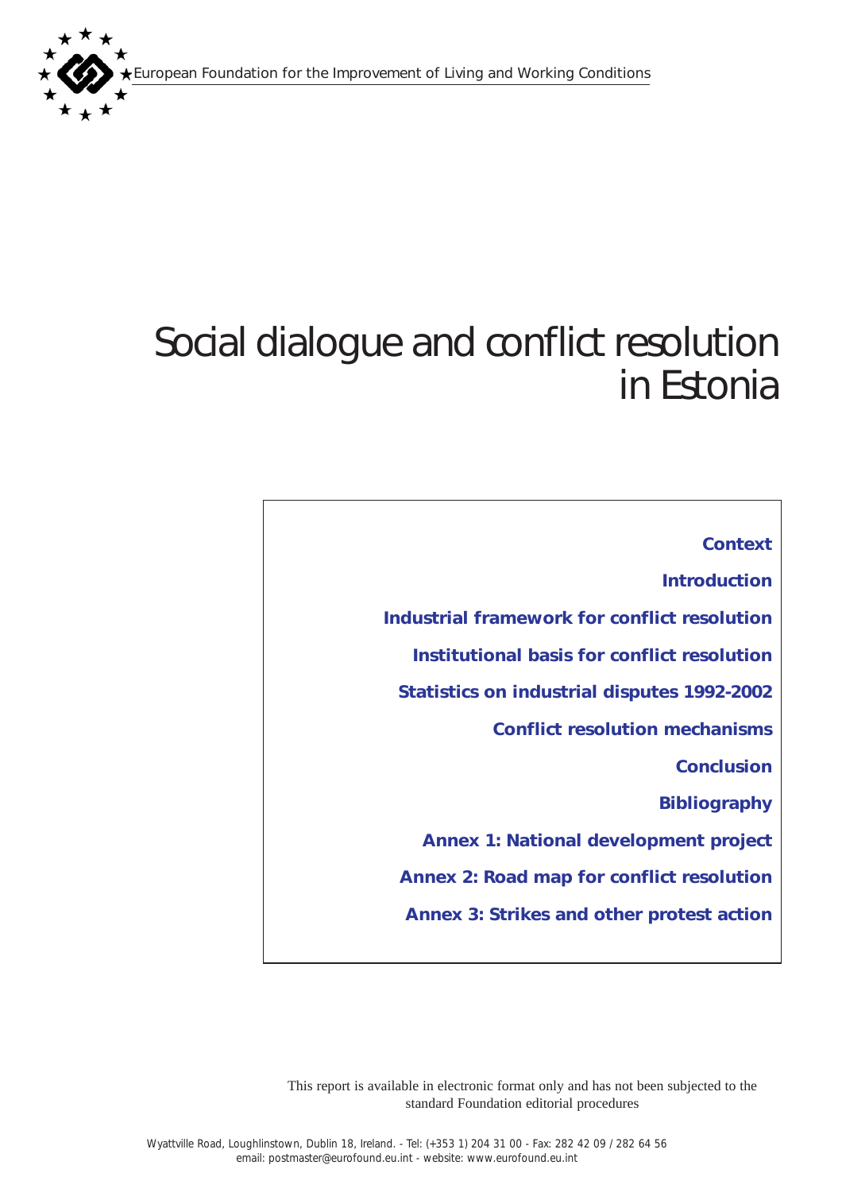European Foundation for the Improvement of Living and Working Conditions

# Social dialogue and conflict resolution in Estonia

**Context**

**Introduction**

**Industrial framework for conflict resolution**

**Institutional basis for conflict resolution**

**Statistics on industrial disputes 1992-2002**

**Conflict resolution mechanisms**

**Conclusion**

**Bibliography**

**Annex 1: National development project**

**Annex 2: Road map for conflict resolution**

**Annex 3: Strikes and other protest action**

This report is available in electronic format only and has not been subjected to the standard Foundation editorial procedures

Wyattville Road, Loughlinstown, Dublin 18, Ireland. - Tel: (+353 1) 204 31 00 - Fax: 282 42 09 / 282 64 56
email: postmaster@eurofound.eu.int - website: www.eurofound.eu.int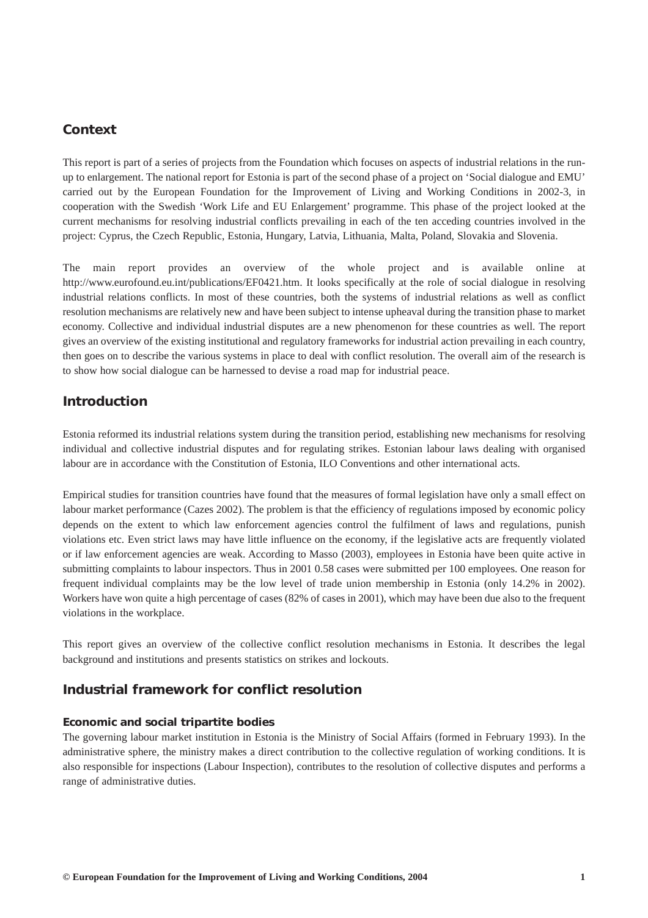## Context

This report is part of a series of projects from the Foundation which focuses on aspects of industrial relations in the run-up to enlargement. The national report for Estonia is part of the second phase of a project on 'Social dialogue and EMU' carried out by the European Foundation for the Improvement of Living and Working Conditions in 2002-3, in cooperation with the Swedish 'Work Life and EU Enlargement' programme. This phase of the project looked at the current mechanisms for resolving industrial conflicts prevailing in each of the ten acceding countries involved in the project: Cyprus, the Czech Republic, Estonia, Hungary, Latvia, Lithuania, Malta, Poland, Slovakia and Slovenia.

The main report provides an overview of the whole project and is available online at http://www.eurofound.eu.int/publications/EF0421.htm. It looks specifically at the role of social dialogue in resolving industrial relations conflicts. In most of these countries, both the systems of industrial relations as well as conflict resolution mechanisms are relatively new and have been subject to intense upheaval during the transition phase to market economy. Collective and individual industrial disputes are a new phenomenon for these countries as well. The report gives an overview of the existing institutional and regulatory frameworks for industrial action prevailing in each country, then goes on to describe the various systems in place to deal with conflict resolution. The overall aim of the research is to show how social dialogue can be harnessed to devise a road map for industrial peace.

## Introduction

Estonia reformed its industrial relations system during the transition period, establishing new mechanisms for resolving individual and collective industrial disputes and for regulating strikes. Estonian labour laws dealing with organised labour are in accordance with the Constitution of Estonia, ILO Conventions and other international acts.

Empirical studies for transition countries have found that the measures of formal legislation have only a small effect on labour market performance (Cazes 2002). The problem is that the efficiency of regulations imposed by economic policy depends on the extent to which law enforcement agencies control the fulfilment of laws and regulations, punish violations etc. Even strict laws may have little influence on the economy, if the legislative acts are frequently violated or if law enforcement agencies are weak. According to Masso (2003), employees in Estonia have been quite active in submitting complaints to labour inspectors. Thus in 2001 0.58 cases were submitted per 100 employees. One reason for frequent individual complaints may be the low level of trade union membership in Estonia (only 14.2% in 2002). Workers have won quite a high percentage of cases (82% of cases in 2001), which may have been due also to the frequent violations in the workplace.

This report gives an overview of the collective conflict resolution mechanisms in Estonia. It describes the legal background and institutions and presents statistics on strikes and lockouts.

## Industrial framework for conflict resolution

### Economic and social tripartite bodies

The governing labour market institution in Estonia is the Ministry of Social Affairs (formed in February 1993). In the administrative sphere, the ministry makes a direct contribution to the collective regulation of working conditions. It is also responsible for inspections (Labour Inspection), contributes to the resolution of collective disputes and performs a range of administrative duties.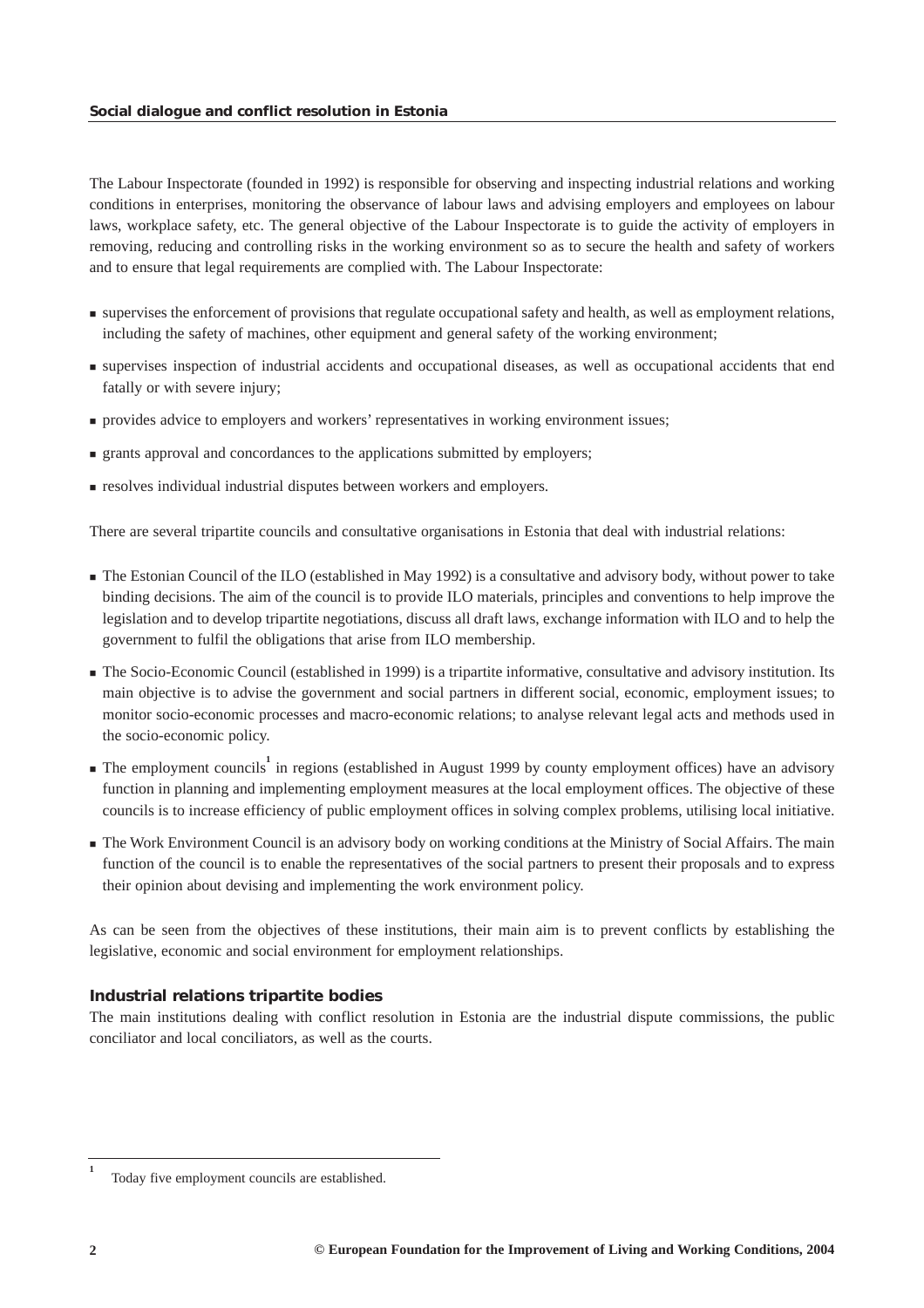The Labour Inspectorate (founded in 1992) is responsible for observing and inspecting industrial relations and working conditions in enterprises, monitoring the observance of labour laws and advising employers and employees on labour laws, workplace safety, etc. The general objective of the Labour Inspectorate is to guide the activity of employers in removing, reducing and controlling risks in the working environment so as to secure the health and safety of workers and to ensure that legal requirements are complied with. The Labour Inspectorate:

- supervises the enforcement of provisions that regulate occupational safety and health, as well as employment relations, including the safety of machines, other equipment and general safety of the working environment;
- supervises inspection of industrial accidents and occupational diseases, as well as occupational accidents that end fatally or with severe injury;
- provides advice to employers and workers' representatives in working environment issues;
- grants approval and concordances to the applications submitted by employers;
- resolves individual industrial disputes between workers and employers.

There are several tripartite councils and consultative organisations in Estonia that deal with industrial relations:

- The Estonian Council of the ILO (established in May 1992) is a consultative and advisory body, without power to take binding decisions. The aim of the council is to provide ILO materials, principles and conventions to help improve the legislation and to develop tripartite negotiations, discuss all draft laws, exchange information with ILO and to help the government to fulfil the obligations that arise from ILO membership.
- The Socio-Economic Council (established in 1999) is a tripartite informative, consultative and advisory institution. Its main objective is to advise the government and social partners in different social, economic, employment issues; to monitor socio-economic processes and macro-economic relations; to analyse relevant legal acts and methods used in the socio-economic policy.
- The employment councils[1] in regions (established in August 1999 by county employment offices) have an advisory function in planning and implementing employment measures at the local employment offices. The objective of these councils is to increase efficiency of public employment offices in solving complex problems, utilising local initiative.
- The Work Environment Council is an advisory body on working conditions at the Ministry of Social Affairs. The main function of the council is to enable the representatives of the social partners to present their proposals and to express their opinion about devising and implementing the work environment policy.

As can be seen from the objectives of these institutions, their main aim is to prevent conflicts by establishing the legislative, economic and social environment for employment relationships.

### Industrial relations tripartite bodies

The main institutions dealing with conflict resolution in Estonia are the industrial dispute commissions, the public conciliator and local conciliators, as well as the courts.

---

[1] Today five employment councils are established.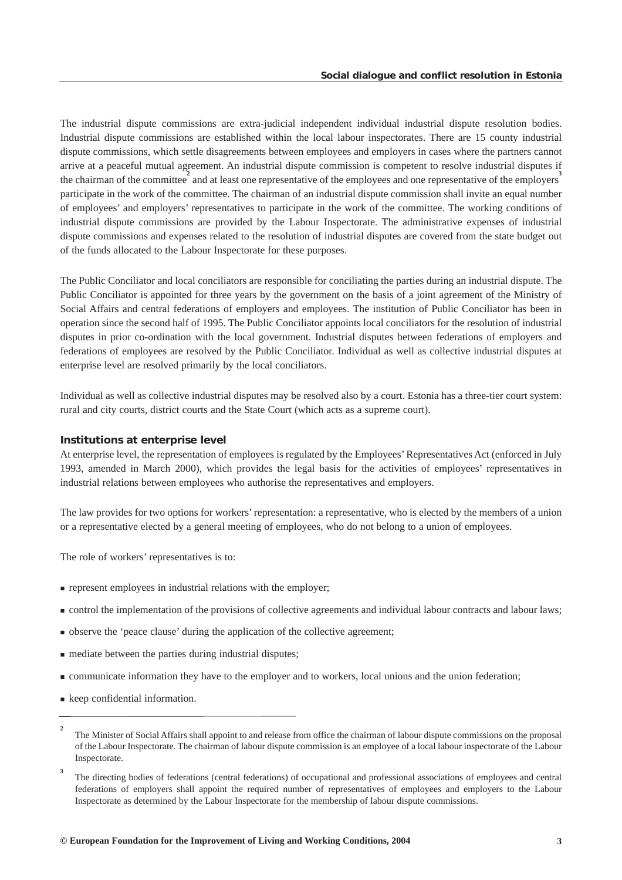The industrial dispute commissions are extra-judicial independent individual industrial dispute resolution bodies. Industrial dispute commissions are established within the local labour inspectorates. There are 15 county industrial dispute commissions, which settle disagreements between employees and employers in cases where the partners cannot arrive at a peaceful mutual agreement. An industrial dispute commission is competent to resolve industrial disputes if the chairman of the committee[2] and at least one representative of the employees and one representative of the employers[3] participate in the work of the committee. The chairman of an industrial dispute commission shall invite an equal number of employees' and employers' representatives to participate in the work of the committee. The working conditions of industrial dispute commissions are provided by the Labour Inspectorate. The administrative expenses of industrial dispute commissions and expenses related to the resolution of industrial disputes are covered from the state budget out of the funds allocated to the Labour Inspectorate for these purposes.

The Public Conciliator and local conciliators are responsible for conciliating the parties during an industrial dispute. The Public Conciliator is appointed for three years by the government on the basis of a joint agreement of the Ministry of Social Affairs and central federations of employers and employees. The institution of Public Conciliator has been in operation since the second half of 1995. The Public Conciliator appoints local conciliators for the resolution of industrial disputes in prior co-ordination with the local government. Industrial disputes between federations of employers and federations of employees are resolved by the Public Conciliator. Individual as well as collective industrial disputes at enterprise level are resolved primarily by the local conciliators.

Individual as well as collective industrial disputes may be resolved also by a court. Estonia has a three-tier court system: rural and city courts, district courts and the State Court (which acts as a supreme court).

### Institutions at enterprise level

At enterprise level, the representation of employees is regulated by the Employees' Representatives Act (enforced in July 1993, amended in March 2000), which provides the legal basis for the activities of employees' representatives in industrial relations between employees who authorise the representatives and employers.

The law provides for two options for workers' representation: a representative, who is elected by the members of a union or a representative elected by a general meeting of employees, who do not belong to a union of employees.

The role of workers' representatives is to:

- represent employees in industrial relations with the employer;
- control the implementation of the provisions of collective agreements and individual labour contracts and labour laws;
- observe the 'peace clause' during the application of the collective agreement;
- mediate between the parties during industrial disputes;
- communicate information they have to the employer and to workers, local unions and the union federation;
- keep confidential information.

---

[2] The Minister of Social Affairs shall appoint to and release from office the chairman of labour dispute commissions on the proposal of the Labour Inspectorate. The chairman of labour dispute commission is an employee of a local labour inspectorate of the Labour Inspectorate.

[3] The directing bodies of federations (central federations) of occupational and professional associations of employees and central federations of employers shall appoint the required number of representatives of employees and employers to the Labour Inspectorate as determined by the Labour Inspectorate for the membership of labour dispute commissions.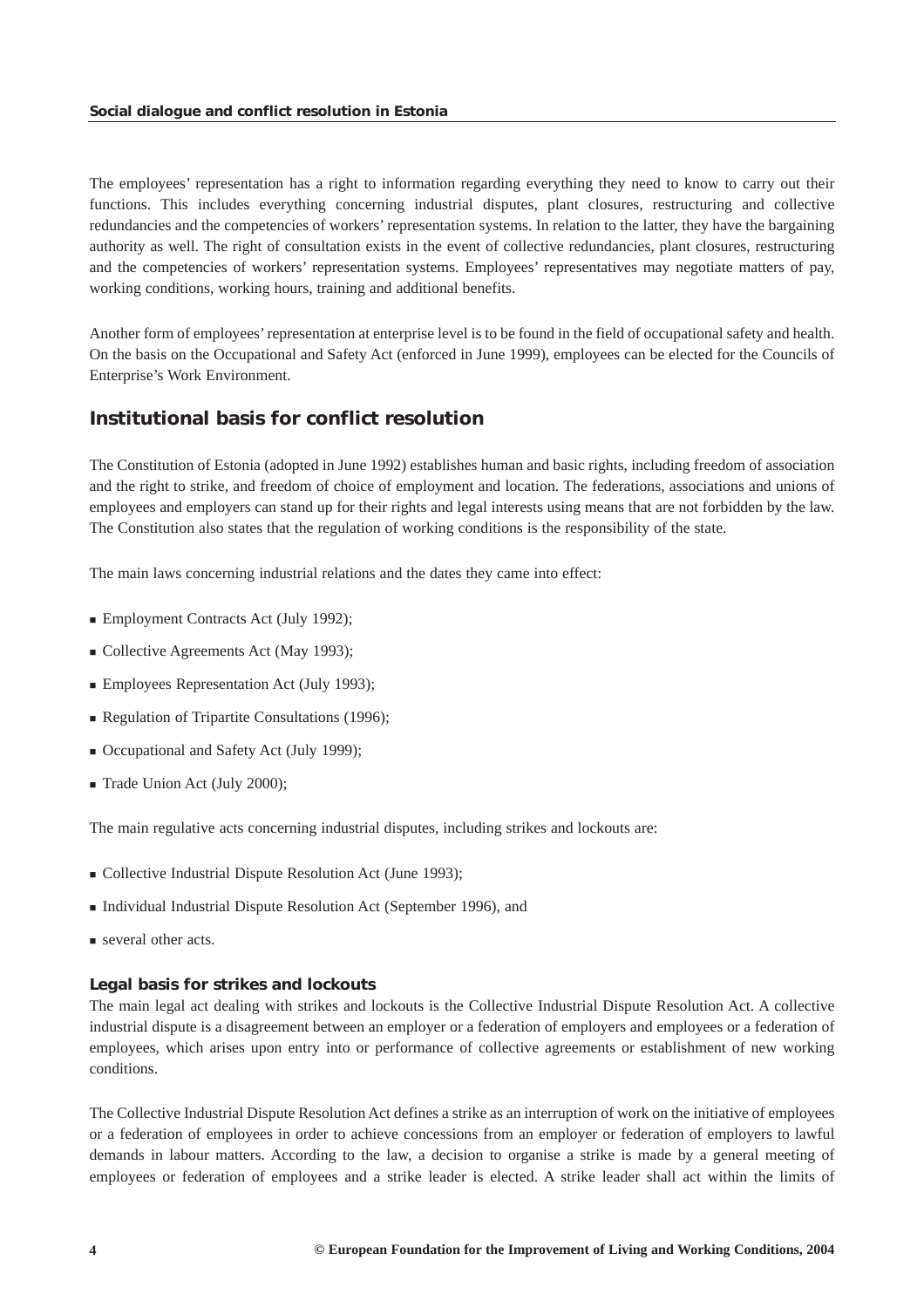The employees' representation has a right to information regarding everything they need to know to carry out their functions. This includes everything concerning industrial disputes, plant closures, restructuring and collective redundancies and the competencies of workers' representation systems. In relation to the latter, they have the bargaining authority as well. The right of consultation exists in the event of collective redundancies, plant closures, restructuring and the competencies of workers' representation systems. Employees' representatives may negotiate matters of pay, working conditions, working hours, training and additional benefits.

Another form of employees' representation at enterprise level is to be found in the field of occupational safety and health. On the basis on the Occupational and Safety Act (enforced in June 1999), employees can be elected for the Councils of Enterprise's Work Environment.

## Institutional basis for conflict resolution

The Constitution of Estonia (adopted in June 1992) establishes human and basic rights, including freedom of association and the right to strike, and freedom of choice of employment and location. The federations, associations and unions of employees and employers can stand up for their rights and legal interests using means that are not forbidden by the law. The Constitution also states that the regulation of working conditions is the responsibility of the state.

The main laws concerning industrial relations and the dates they came into effect:

- Employment Contracts Act (July 1992);
- Collective Agreements Act (May 1993);
- Employees Representation Act (July 1993);
- Regulation of Tripartite Consultations (1996);
- Occupational and Safety Act (July 1999);
- Trade Union Act (July 2000);

The main regulative acts concerning industrial disputes, including strikes and lockouts are:

- Collective Industrial Dispute Resolution Act (June 1993);
- Individual Industrial Dispute Resolution Act (September 1996), and
- several other acts.

### Legal basis for strikes and lockouts

The main legal act dealing with strikes and lockouts is the Collective Industrial Dispute Resolution Act. A collective industrial dispute is a disagreement between an employer or a federation of employers and employees or a federation of employees, which arises upon entry into or performance of collective agreements or establishment of new working conditions.

The Collective Industrial Dispute Resolution Act defines a strike as an interruption of work on the initiative of employees or a federation of employees in order to achieve concessions from an employer or federation of employers to lawful demands in labour matters. According to the law, a decision to organise a strike is made by a general meeting of employees or federation of employees and a strike leader is elected. A strike leader shall act within the limits of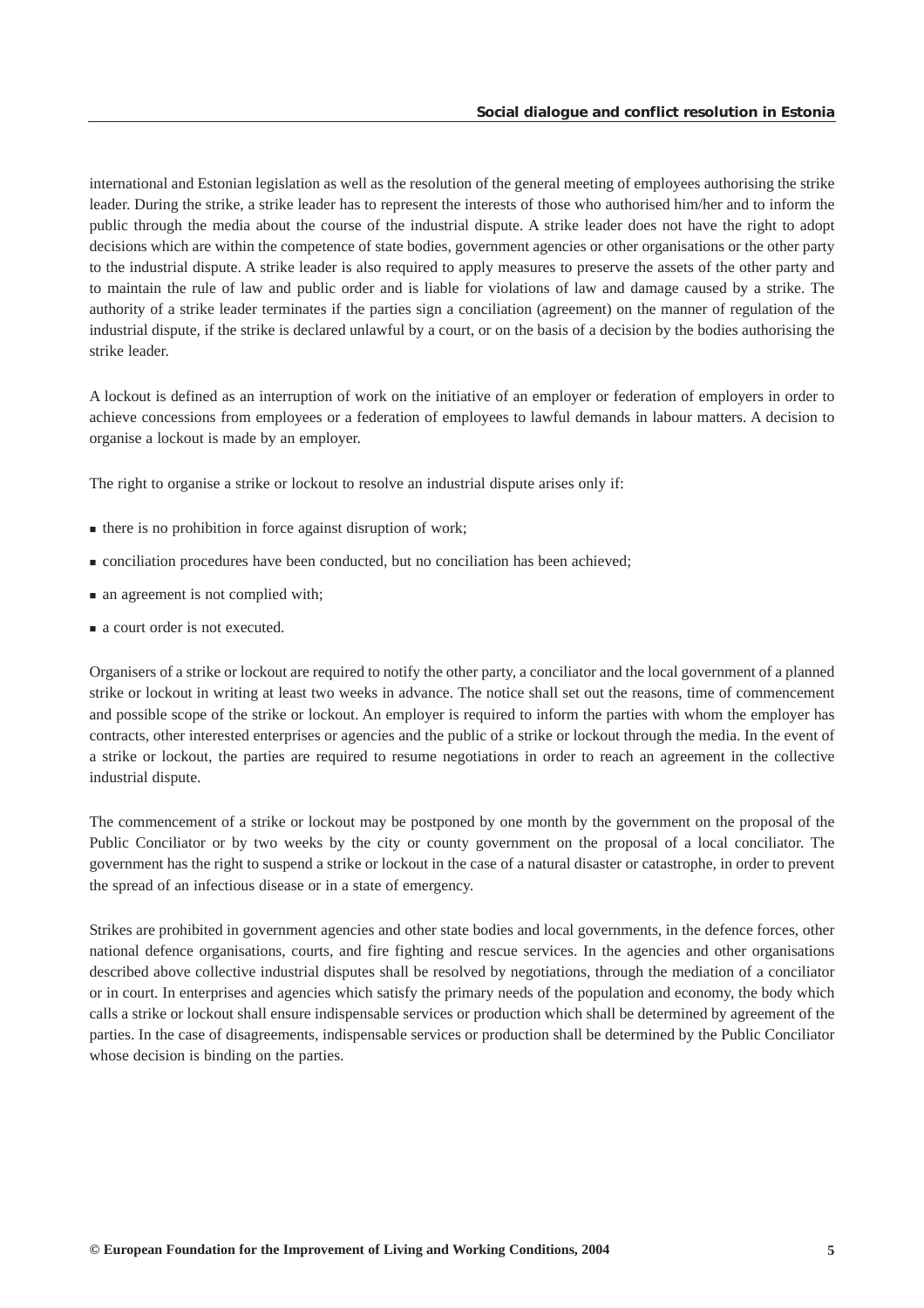international and Estonian legislation as well as the resolution of the general meeting of employees authorising the strike leader. During the strike, a strike leader has to represent the interests of those who authorised him/her and to inform the public through the media about the course of the industrial dispute. A strike leader does not have the right to adopt decisions which are within the competence of state bodies, government agencies or other organisations or the other party to the industrial dispute. A strike leader is also required to apply measures to preserve the assets of the other party and to maintain the rule of law and public order and is liable for violations of law and damage caused by a strike. The authority of a strike leader terminates if the parties sign a conciliation (agreement) on the manner of regulation of the industrial dispute, if the strike is declared unlawful by a court, or on the basis of a decision by the bodies authorising the strike leader.

A lockout is defined as an interruption of work on the initiative of an employer or federation of employers in order to achieve concessions from employees or a federation of employees to lawful demands in labour matters. A decision to organise a lockout is made by an employer.

The right to organise a strike or lockout to resolve an industrial dispute arises only if:

- there is no prohibition in force against disruption of work;
- conciliation procedures have been conducted, but no conciliation has been achieved;
- an agreement is not complied with;
- a court order is not executed.

Organisers of a strike or lockout are required to notify the other party, a conciliator and the local government of a planned strike or lockout in writing at least two weeks in advance. The notice shall set out the reasons, time of commencement and possible scope of the strike or lockout. An employer is required to inform the parties with whom the employer has contracts, other interested enterprises or agencies and the public of a strike or lockout through the media. In the event of a strike or lockout, the parties are required to resume negotiations in order to reach an agreement in the collective industrial dispute.

The commencement of a strike or lockout may be postponed by one month by the government on the proposal of the Public Conciliator or by two weeks by the city or county government on the proposal of a local conciliator. The government has the right to suspend a strike or lockout in the case of a natural disaster or catastrophe, in order to prevent the spread of an infectious disease or in a state of emergency.

Strikes are prohibited in government agencies and other state bodies and local governments, in the defence forces, other national defence organisations, courts, and fire fighting and rescue services. In the agencies and other organisations described above collective industrial disputes shall be resolved by negotiations, through the mediation of a conciliator or in court. In enterprises and agencies which satisfy the primary needs of the population and economy, the body which calls a strike or lockout shall ensure indispensable services or production which shall be determined by agreement of the parties. In the case of disagreements, indispensable services or production shall be determined by the Public Conciliator whose decision is binding on the parties.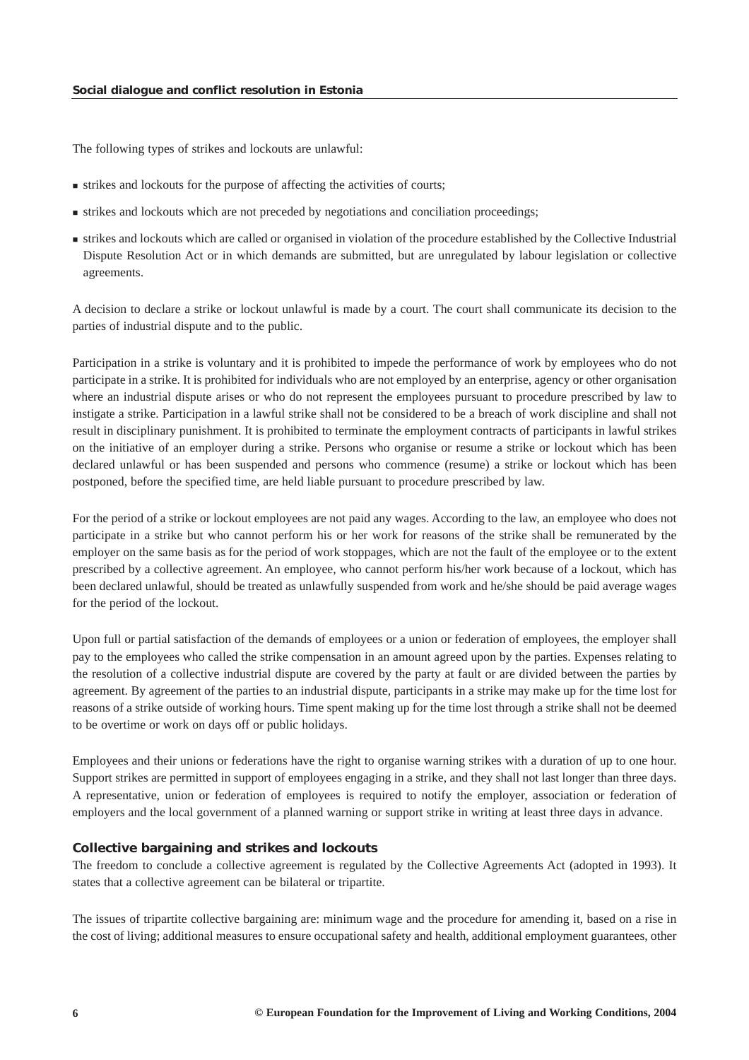The following types of strikes and lockouts are unlawful:

- strikes and lockouts for the purpose of affecting the activities of courts;
- strikes and lockouts which are not preceded by negotiations and conciliation proceedings;
- strikes and lockouts which are called or organised in violation of the procedure established by the Collective Industrial Dispute Resolution Act or in which demands are submitted, but are unregulated by labour legislation or collective agreements.

A decision to declare a strike or lockout unlawful is made by a court. The court shall communicate its decision to the parties of industrial dispute and to the public.

Participation in a strike is voluntary and it is prohibited to impede the performance of work by employees who do not participate in a strike. It is prohibited for individuals who are not employed by an enterprise, agency or other organisation where an industrial dispute arises or who do not represent the employees pursuant to procedure prescribed by law to instigate a strike. Participation in a lawful strike shall not be considered to be a breach of work discipline and shall not result in disciplinary punishment. It is prohibited to terminate the employment contracts of participants in lawful strikes on the initiative of an employer during a strike. Persons who organise or resume a strike or lockout which has been declared unlawful or has been suspended and persons who commence (resume) a strike or lockout which has been postponed, before the specified time, are held liable pursuant to procedure prescribed by law.

For the period of a strike or lockout employees are not paid any wages. According to the law, an employee who does not participate in a strike but who cannot perform his or her work for reasons of the strike shall be remunerated by the employer on the same basis as for the period of work stoppages, which are not the fault of the employee or to the extent prescribed by a collective agreement. An employee, who cannot perform his/her work because of a lockout, which has been declared unlawful, should be treated as unlawfully suspended from work and he/she should be paid average wages for the period of the lockout.

Upon full or partial satisfaction of the demands of employees or a union or federation of employees, the employer shall pay to the employees who called the strike compensation in an amount agreed upon by the parties. Expenses relating to the resolution of a collective industrial dispute are covered by the party at fault or are divided between the parties by agreement. By agreement of the parties to an industrial dispute, participants in a strike may make up for the time lost for reasons of a strike outside of working hours. Time spent making up for the time lost through a strike shall not be deemed to be overtime or work on days off or public holidays.

Employees and their unions or federations have the right to organise warning strikes with a duration of up to one hour. Support strikes are permitted in support of employees engaging in a strike, and they shall not last longer than three days. A representative, union or federation of employees is required to notify the employer, association or federation of employers and the local government of a planned warning or support strike in writing at least three days in advance.

### Collective bargaining and strikes and lockouts

The freedom to conclude a collective agreement is regulated by the Collective Agreements Act (adopted in 1993). It states that a collective agreement can be bilateral or tripartite.

The issues of tripartite collective bargaining are: minimum wage and the procedure for amending it, based on a rise in the cost of living; additional measures to ensure occupational safety and health, additional employment guarantees, other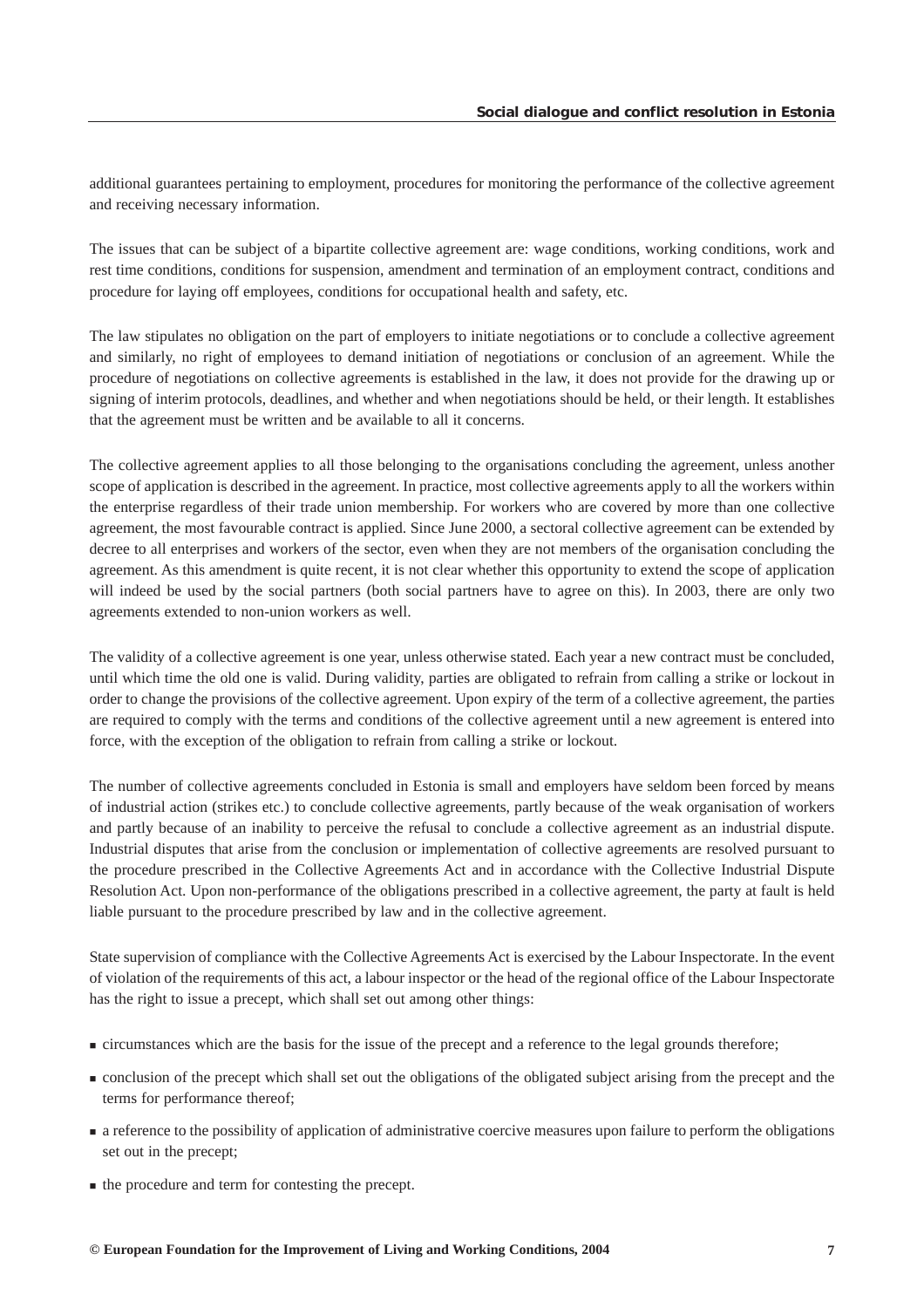additional guarantees pertaining to employment, procedures for monitoring the performance of the collective agreement and receiving necessary information.

The issues that can be subject of a bipartite collective agreement are: wage conditions, working conditions, work and rest time conditions, conditions for suspension, amendment and termination of an employment contract, conditions and procedure for laying off employees, conditions for occupational health and safety, etc.

The law stipulates no obligation on the part of employers to initiate negotiations or to conclude a collective agreement and similarly, no right of employees to demand initiation of negotiations or conclusion of an agreement. While the procedure of negotiations on collective agreements is established in the law, it does not provide for the drawing up or signing of interim protocols, deadlines, and whether and when negotiations should be held, or their length. It establishes that the agreement must be written and be available to all it concerns.

The collective agreement applies to all those belonging to the organisations concluding the agreement, unless another scope of application is described in the agreement. In practice, most collective agreements apply to all the workers within the enterprise regardless of their trade union membership. For workers who are covered by more than one collective agreement, the most favourable contract is applied. Since June 2000, a sectoral collective agreement can be extended by decree to all enterprises and workers of the sector, even when they are not members of the organisation concluding the agreement. As this amendment is quite recent, it is not clear whether this opportunity to extend the scope of application will indeed be used by the social partners (both social partners have to agree on this). In 2003, there are only two agreements extended to non-union workers as well.

The validity of a collective agreement is one year, unless otherwise stated. Each year a new contract must be concluded, until which time the old one is valid. During validity, parties are obligated to refrain from calling a strike or lockout in order to change the provisions of the collective agreement. Upon expiry of the term of a collective agreement, the parties are required to comply with the terms and conditions of the collective agreement until a new agreement is entered into force, with the exception of the obligation to refrain from calling a strike or lockout.

The number of collective agreements concluded in Estonia is small and employers have seldom been forced by means of industrial action (strikes etc.) to conclude collective agreements, partly because of the weak organisation of workers and partly because of an inability to perceive the refusal to conclude a collective agreement as an industrial dispute. Industrial disputes that arise from the conclusion or implementation of collective agreements are resolved pursuant to the procedure prescribed in the Collective Agreements Act and in accordance with the Collective Industrial Dispute Resolution Act. Upon non-performance of the obligations prescribed in a collective agreement, the party at fault is held liable pursuant to the procedure prescribed by law and in the collective agreement.

State supervision of compliance with the Collective Agreements Act is exercised by the Labour Inspectorate. In the event of violation of the requirements of this act, a labour inspector or the head of the regional office of the Labour Inspectorate has the right to issue a precept, which shall set out among other things:

- circumstances which are the basis for the issue of the precept and a reference to the legal grounds therefore;
- conclusion of the precept which shall set out the obligations of the obligated subject arising from the precept and the terms for performance thereof;
- a reference to the possibility of application of administrative coercive measures upon failure to perform the obligations set out in the precept;
- the procedure and term for contesting the precept.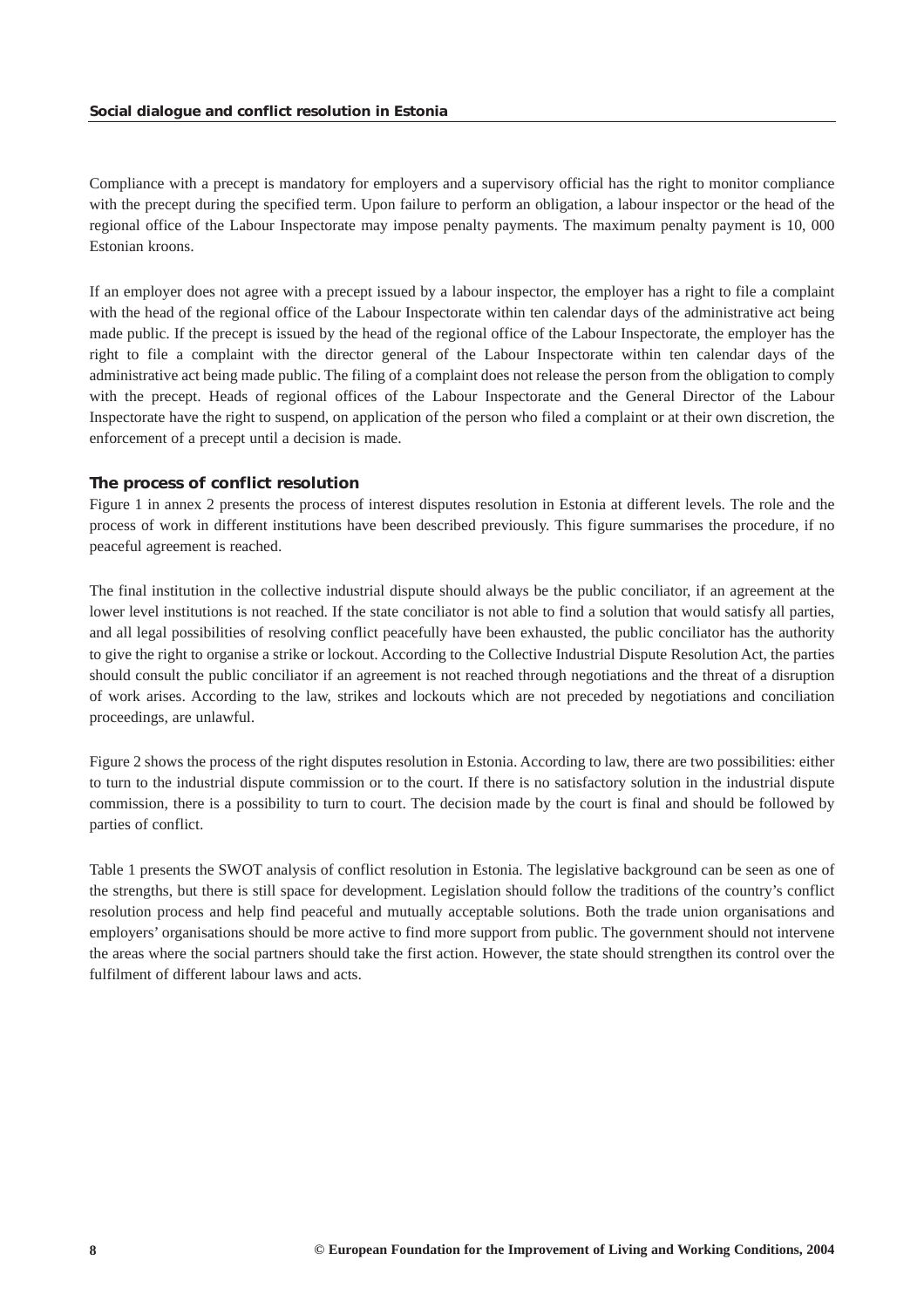Compliance with a precept is mandatory for employers and a supervisory official has the right to monitor compliance with the precept during the specified term. Upon failure to perform an obligation, a labour inspector or the head of the regional office of the Labour Inspectorate may impose penalty payments. The maximum penalty payment is 10, 000 Estonian kroons.

If an employer does not agree with a precept issued by a labour inspector, the employer has a right to file a complaint with the head of the regional office of the Labour Inspectorate within ten calendar days of the administrative act being made public. If the precept is issued by the head of the regional office of the Labour Inspectorate, the employer has the right to file a complaint with the director general of the Labour Inspectorate within ten calendar days of the administrative act being made public. The filing of a complaint does not release the person from the obligation to comply with the precept. Heads of regional offices of the Labour Inspectorate and the General Director of the Labour Inspectorate have the right to suspend, on application of the person who filed a complaint or at their own discretion, the enforcement of a precept until a decision is made.

### The process of conflict resolution

Figure 1 in annex 2 presents the process of interest disputes resolution in Estonia at different levels. The role and the process of work in different institutions have been described previously. This figure summarises the procedure, if no peaceful agreement is reached.

The final institution in the collective industrial dispute should always be the public conciliator, if an agreement at the lower level institutions is not reached. If the state conciliator is not able to find a solution that would satisfy all parties, and all legal possibilities of resolving conflict peacefully have been exhausted, the public conciliator has the authority to give the right to organise a strike or lockout. According to the Collective Industrial Dispute Resolution Act, the parties should consult the public conciliator if an agreement is not reached through negotiations and the threat of a disruption of work arises. According to the law, strikes and lockouts which are not preceded by negotiations and conciliation proceedings, are unlawful.

Figure 2 shows the process of the right disputes resolution in Estonia. According to law, there are two possibilities: either to turn to the industrial dispute commission or to the court. If there is no satisfactory solution in the industrial dispute commission, there is a possibility to turn to court. The decision made by the court is final and should be followed by parties of conflict.

Table 1 presents the SWOT analysis of conflict resolution in Estonia. The legislative background can be seen as one of the strengths, but there is still space for development. Legislation should follow the traditions of the country's conflict resolution process and help find peaceful and mutually acceptable solutions. Both the trade union organisations and employers' organisations should be more active to find more support from public. The government should not intervene the areas where the social partners should take the first action. However, the state should strengthen its control over the fulfilment of different labour laws and acts.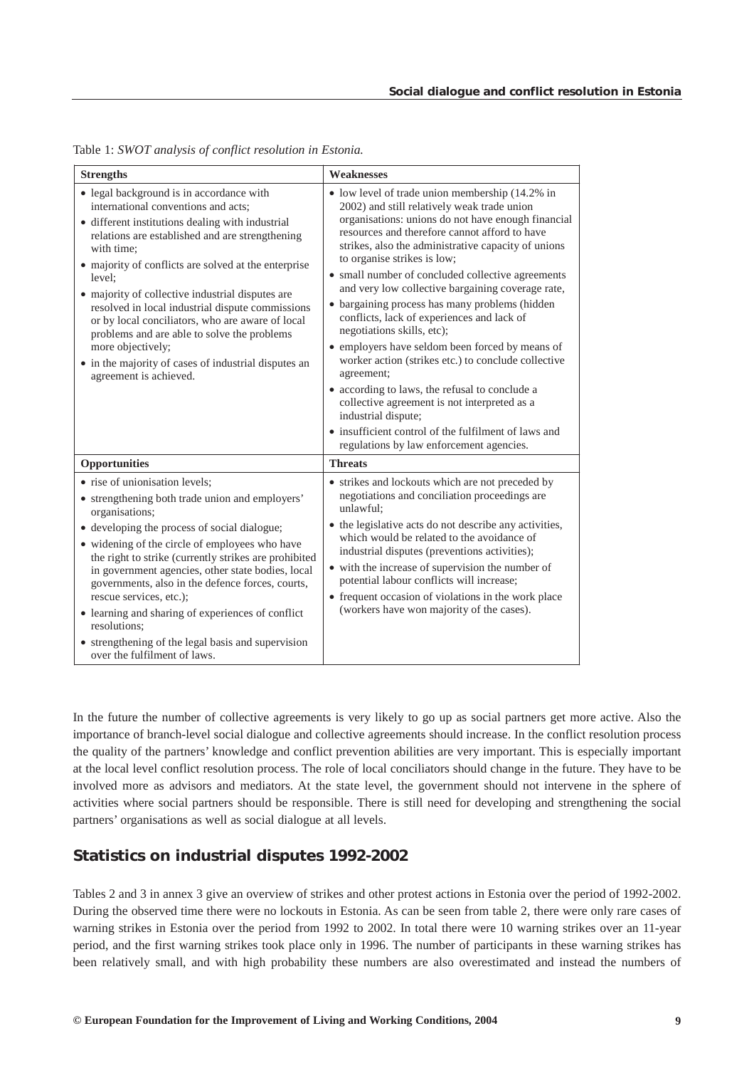Table 1: *SWOT analysis of conflict resolution in Estonia.*

| Strengths | Weaknesses |
|---|---|
| • legal background is in accordance with international conventions and acts;<br>• different institutions dealing with industrial relations are established and are strengthening with time;<br>• majority of conflicts are solved at the enterprise level;<br>• majority of collective industrial disputes are resolved in local industrial dispute commissions or by local conciliators, who are aware of local problems and are able to solve the problems more objectively;<br>• in the majority of cases of industrial disputes an agreement is achieved. | • low level of trade union membership (14.2% in 2002) and still relatively weak trade union organisations: unions do not have enough financial resources and therefore cannot afford to have strikes, also the administrative capacity of unions to organise strikes is low;<br>• small number of concluded collective agreements and very low collective bargaining coverage rate,<br>• bargaining process has many problems (hidden conflicts, lack of experiences and lack of negotiations skills, etc);<br>• employers have seldom been forced by means of worker action (strikes etc.) to conclude collective agreement;<br>• according to laws, the refusal to conclude a collective agreement is not interpreted as a industrial dispute;<br>• insufficient control of the fulfilment of laws and regulations by law enforcement agencies. |
| **Opportunities** | **Threats** |
| • rise of unionisation levels;<br>• strengthening both trade union and employers' organisations;<br>• developing the process of social dialogue;<br>• widening of the circle of employees who have the right to strike (currently strikes are prohibited in government agencies, other state bodies, local governments, also in the defence forces, courts, rescue services, etc.);<br>• learning and sharing of experiences of conflict resolutions;<br>• strengthening of the legal basis and supervision over the fulfilment of laws. | • strikes and lockouts which are not preceded by negotiations and conciliation proceedings are unlawful;<br>• the legislative acts do not describe any activities, which would be related to the avoidance of industrial disputes (preventions activities);<br>• with the increase of supervision the number of potential labour conflicts will increase;<br>• frequent occasion of violations in the work place (workers have won majority of the cases). |

In the future the number of collective agreements is very likely to go up as social partners get more active. Also the importance of branch-level social dialogue and collective agreements should increase. In the conflict resolution process the quality of the partners' knowledge and conflict prevention abilities are very important. This is especially important at the local level conflict resolution process. The role of local conciliators should change in the future. They have to be involved more as advisors and mediators. At the state level, the government should not intervene in the sphere of activities where social partners should be responsible. There is still need for developing and strengthening the social partners' organisations as well as social dialogue at all levels.

## Statistics on industrial disputes 1992-2002

Tables 2 and 3 in annex 3 give an overview of strikes and other protest actions in Estonia over the period of 1992-2002. During the observed time there were no lockouts in Estonia. As can be seen from table 2, there were only rare cases of warning strikes in Estonia over the period from 1992 to 2002. In total there were 10 warning strikes over an 11-year period, and the first warning strikes took place only in 1996. The number of participants in these warning strikes has been relatively small, and with high probability these numbers are also overestimated and instead the numbers of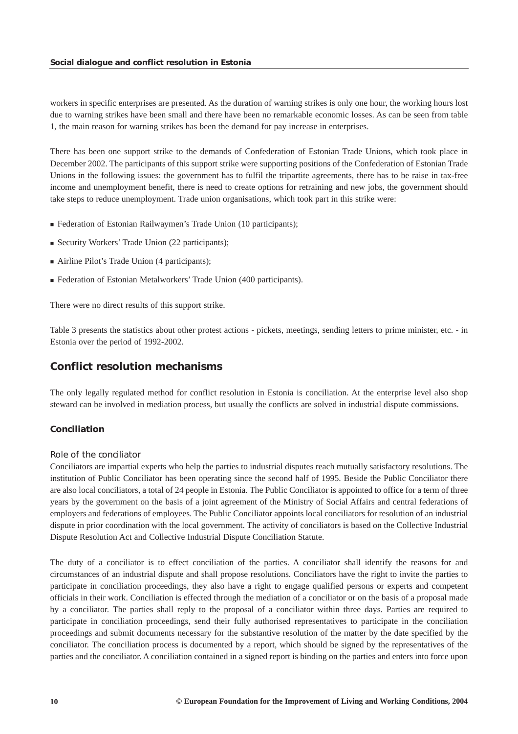workers in specific enterprises are presented. As the duration of warning strikes is only one hour, the working hours lost due to warning strikes have been small and there have been no remarkable economic losses. As can be seen from table 1, the main reason for warning strikes has been the demand for pay increase in enterprises.

There has been one support strike to the demands of Confederation of Estonian Trade Unions, which took place in December 2002. The participants of this support strike were supporting positions of the Confederation of Estonian Trade Unions in the following issues: the government has to fulfil the tripartite agreements, there has to be raise in tax-free income and unemployment benefit, there is need to create options for retraining and new jobs, the government should take steps to reduce unemployment. Trade union organisations, which took part in this strike were:

- Federation of Estonian Railwaymen's Trade Union (10 participants);
- Security Workers' Trade Union (22 participants);
- Airline Pilot's Trade Union (4 participants);
- Federation of Estonian Metalworkers' Trade Union (400 participants).

There were no direct results of this support strike.

Table 3 presents the statistics about other protest actions - pickets, meetings, sending letters to prime minister, etc. - in Estonia over the period of 1992-2002.

## Conflict resolution mechanisms

The only legally regulated method for conflict resolution in Estonia is conciliation. At the enterprise level also shop steward can be involved in mediation process, but usually the conflicts are solved in industrial dispute commissions.

### Conciliation

#### Role of the conciliator

Conciliators are impartial experts who help the parties to industrial disputes reach mutually satisfactory resolutions. The institution of Public Conciliator has been operating since the second half of 1995. Beside the Public Conciliator there are also local conciliators, a total of 24 people in Estonia. The Public Conciliator is appointed to office for a term of three years by the government on the basis of a joint agreement of the Ministry of Social Affairs and central federations of employers and federations of employees. The Public Conciliator appoints local conciliators for resolution of an industrial dispute in prior coordination with the local government. The activity of conciliators is based on the Collective Industrial Dispute Resolution Act and Collective Industrial Dispute Conciliation Statute.

The duty of a conciliator is to effect conciliation of the parties. A conciliator shall identify the reasons for and circumstances of an industrial dispute and shall propose resolutions. Conciliators have the right to invite the parties to participate in conciliation proceedings, they also have a right to engage qualified persons or experts and competent officials in their work. Conciliation is effected through the mediation of a conciliator or on the basis of a proposal made by a conciliator. The parties shall reply to the proposal of a conciliator within three days. Parties are required to participate in conciliation proceedings, send their fully authorised representatives to participate in the conciliation proceedings and submit documents necessary for the substantive resolution of the matter by the date specified by the conciliator. The conciliation process is documented by a report, which should be signed by the representatives of the parties and the conciliator. A conciliation contained in a signed report is binding on the parties and enters into force upon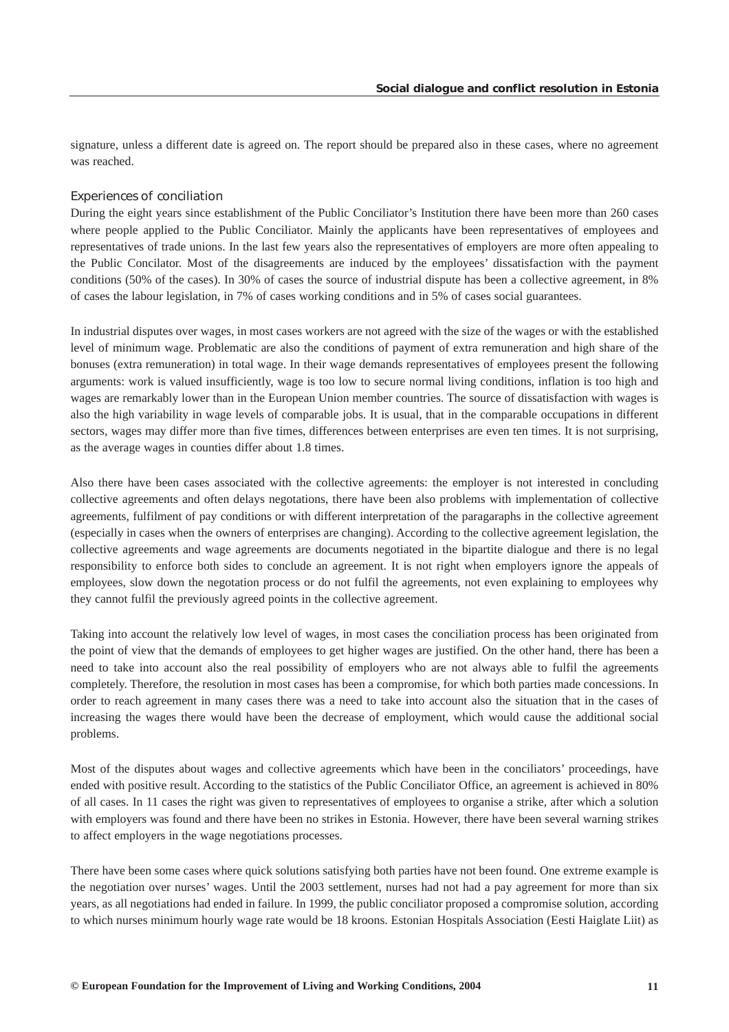signature, unless a different date is agreed on. The report should be prepared also in these cases, where no agreement was reached.

### Experiences of conciliation

During the eight years since establishment of the Public Conciliator's Institution there have been more than 260 cases where people applied to the Public Conciliator. Mainly the applicants have been representatives of employees and representatives of trade unions. In the last few years also the representatives of employers are more often appealing to the Public Concilator. Most of the disagreements are induced by the employees' dissatisfaction with the payment conditions (50% of the cases). In 30% of cases the source of industrial dispute has been a collective agreement, in 8% of cases the labour legislation, in 7% of cases working conditions and in 5% of cases social guarantees.

In industrial disputes over wages, in most cases workers are not agreed with the size of the wages or with the established level of minimum wage. Problematic are also the conditions of payment of extra remuneration and high share of the bonuses (extra remuneration) in total wage. In their wage demands representatives of employees present the following arguments: work is valued insufficiently, wage is too low to secure normal living conditions, inflation is too high and wages are remarkably lower than in the European Union member countries. The source of dissatisfaction with wages is also the high variability in wage levels of comparable jobs. It is usual, that in the comparable occupations in different sectors, wages may differ more than five times, differences between enterprises are even ten times. It is not surprising, as the average wages in counties differ about 1.8 times.

Also there have been cases associated with the collective agreements: the employer is not interested in concluding collective agreements and often delays negotations, there have been also problems with implementation of collective agreements, fulfilment of pay conditions or with different interpretation of the paragaraphs in the collective agreement (especially in cases when the owners of enterprises are changing). According to the collective agreement legislation, the collective agreements and wage agreements are documents negotiated in the bipartite dialogue and there is no legal responsibility to enforce both sides to conclude an agreement. It is not right when employers ignore the appeals of employees, slow down the negotation process or do not fulfil the agreements, not even explaining to employees why they cannot fulfil the previously agreed points in the collective agreement.

Taking into account the relatively low level of wages, in most cases the conciliation process has been originated from the point of view that the demands of employees to get higher wages are justified. On the other hand, there has been a need to take into account also the real possibility of employers who are not always able to fulfil the agreements completely. Therefore, the resolution in most cases has been a compromise, for which both parties made concessions. In order to reach agreement in many cases there was a need to take into account also the situation that in the cases of increasing the wages there would have been the decrease of employment, which would cause the additional social problems.

Most of the disputes about wages and collective agreements which have been in the conciliators' proceedings, have ended with positive result. According to the statistics of the Public Conciliator Office, an agreement is achieved in 80% of all cases. In 11 cases the right was given to representatives of employees to organise a strike, after which a solution with employers was found and there have been no strikes in Estonia. However, there have been several warning strikes to affect employers in the wage negotiations processes.

There have been some cases where quick solutions satisfying both parties have not been found. One extreme example is the negotiation over nurses' wages. Until the 2003 settlement, nurses had not had a pay agreement for more than six years, as all negotiations had ended in failure. In 1999, the public conciliator proposed a compromise solution, according to which nurses minimum hourly wage rate would be 18 kroons. Estonian Hospitals Association (Eesti Haiglate Liit) as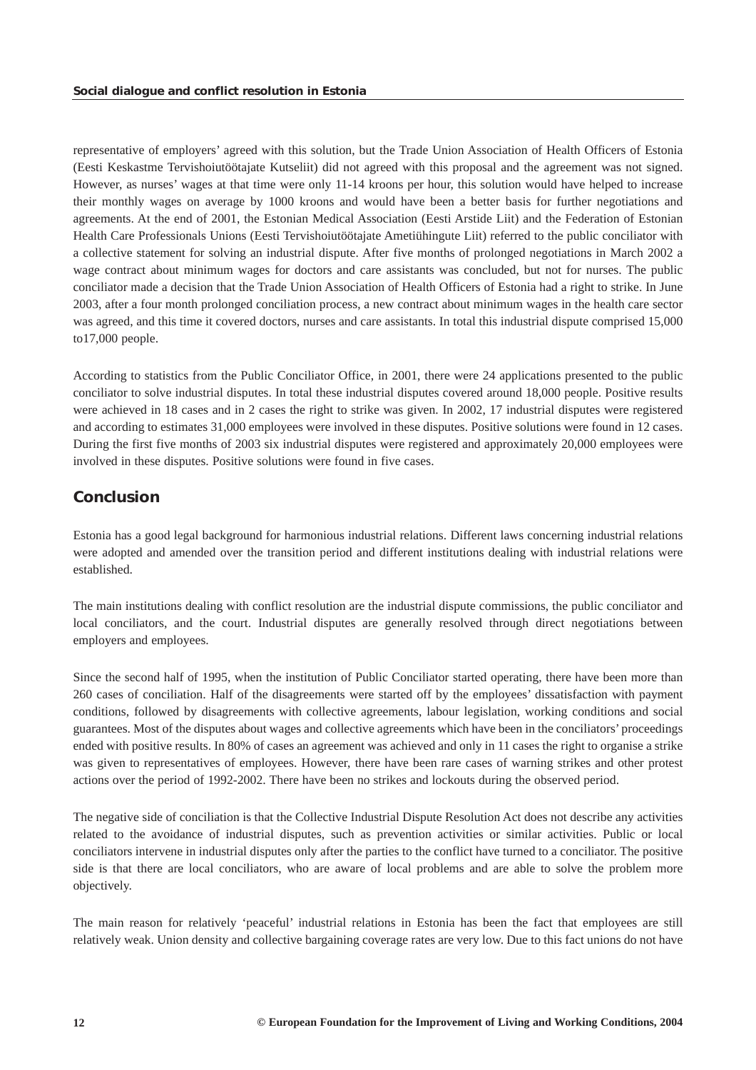representative of employers' agreed with this solution, but the Trade Union Association of Health Officers of Estonia (Eesti Keskastme Tervishoiutöötajate Kutseliit) did not agreed with this proposal and the agreement was not signed. However, as nurses' wages at that time were only 11-14 kroons per hour, this solution would have helped to increase their monthly wages on average by 1000 kroons and would have been a better basis for further negotiations and agreements. At the end of 2001, the Estonian Medical Association (Eesti Arstide Liit) and the Federation of Estonian Health Care Professionals Unions (Eesti Tervishoiutöötajate Ametiühingute Liit) referred to the public conciliator with a collective statement for solving an industrial dispute. After five months of prolonged negotiations in March 2002 a wage contract about minimum wages for doctors and care assistants was concluded, but not for nurses. The public conciliator made a decision that the Trade Union Association of Health Officers of Estonia had a right to strike. In June 2003, after a four month prolonged conciliation process, a new contract about minimum wages in the health care sector was agreed, and this time it covered doctors, nurses and care assistants. In total this industrial dispute comprised 15,000 to17,000 people.

According to statistics from the Public Conciliator Office, in 2001, there were 24 applications presented to the public conciliator to solve industrial disputes. In total these industrial disputes covered around 18,000 people. Positive results were achieved in 18 cases and in 2 cases the right to strike was given. In 2002, 17 industrial disputes were registered and according to estimates 31,000 employees were involved in these disputes. Positive solutions were found in 12 cases. During the first five months of 2003 six industrial disputes were registered and approximately 20,000 employees were involved in these disputes. Positive solutions were found in five cases.

## Conclusion

Estonia has a good legal background for harmonious industrial relations. Different laws concerning industrial relations were adopted and amended over the transition period and different institutions dealing with industrial relations were established.

The main institutions dealing with conflict resolution are the industrial dispute commissions, the public conciliator and local conciliators, and the court. Industrial disputes are generally resolved through direct negotiations between employers and employees.

Since the second half of 1995, when the institution of Public Conciliator started operating, there have been more than 260 cases of conciliation. Half of the disagreements were started off by the employees' dissatisfaction with payment conditions, followed by disagreements with collective agreements, labour legislation, working conditions and social guarantees. Most of the disputes about wages and collective agreements which have been in the conciliators' proceedings ended with positive results. In 80% of cases an agreement was achieved and only in 11 cases the right to organise a strike was given to representatives of employees. However, there have been rare cases of warning strikes and other protest actions over the period of 1992-2002. There have been no strikes and lockouts during the observed period.

The negative side of conciliation is that the Collective Industrial Dispute Resolution Act does not describe any activities related to the avoidance of industrial disputes, such as prevention activities or similar activities. Public or local conciliators intervene in industrial disputes only after the parties to the conflict have turned to a conciliator. The positive side is that there are local conciliators, who are aware of local problems and are able to solve the problem more objectively.

The main reason for relatively 'peaceful' industrial relations in Estonia has been the fact that employees are still relatively weak. Union density and collective bargaining coverage rates are very low. Due to this fact unions do not have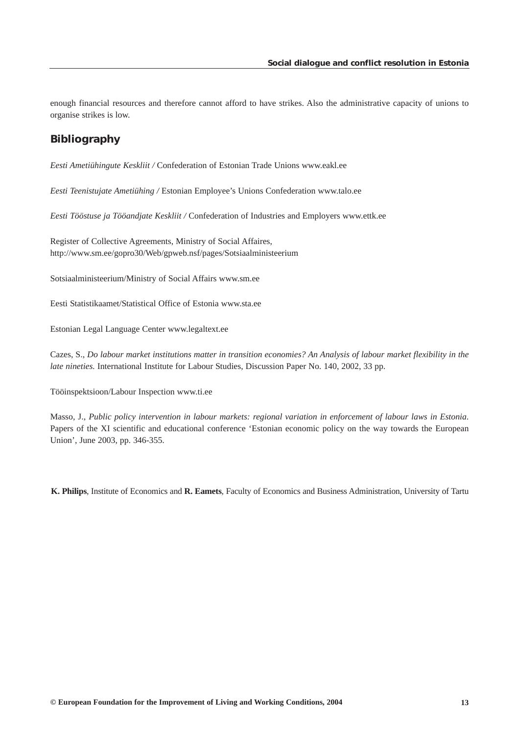enough financial resources and therefore cannot afford to have strikes. Also the administrative capacity of unions to organise strikes is low.

## Bibliography

*Eesti Ametiühingute Keskliit /* Confederation of Estonian Trade Unions www.eakl.ee

*Eesti Teenistujate Ametiühing /* Estonian Employee's Unions Confederation www.talo.ee

*Eesti Tööstuse ja Tööandjate Keskliit /* Confederation of Industries and Employers www.ettk.ee

Register of Collective Agreements, Ministry of Social Affaires,
http://www.sm.ee/gopro30/Web/gpweb.nsf/pages/Sotsiaalministeerium

Sotsiaalministeerium/Ministry of Social Affairs www.sm.ee

Eesti Statistikaamet/Statistical Office of Estonia www.sta.ee

Estonian Legal Language Center www.legaltext.ee

Cazes, S., *Do labour market institutions matter in transition economies? An Analysis of labour market flexibility in the late nineties.* International Institute for Labour Studies, Discussion Paper No. 140, 2002, 33 pp.

Tööinspektsioon/Labour Inspection www.ti.ee

Masso, J., *Public policy intervention in labour markets: regional variation in enforcement of labour laws in Estonia*. Papers of the XI scientific and educational conference 'Estonian economic policy on the way towards the European Union', June 2003, pp. 346-355.

**K. Philips**, Institute of Economics and **R. Eamets**, Faculty of Economics and Business Administration, University of Tartu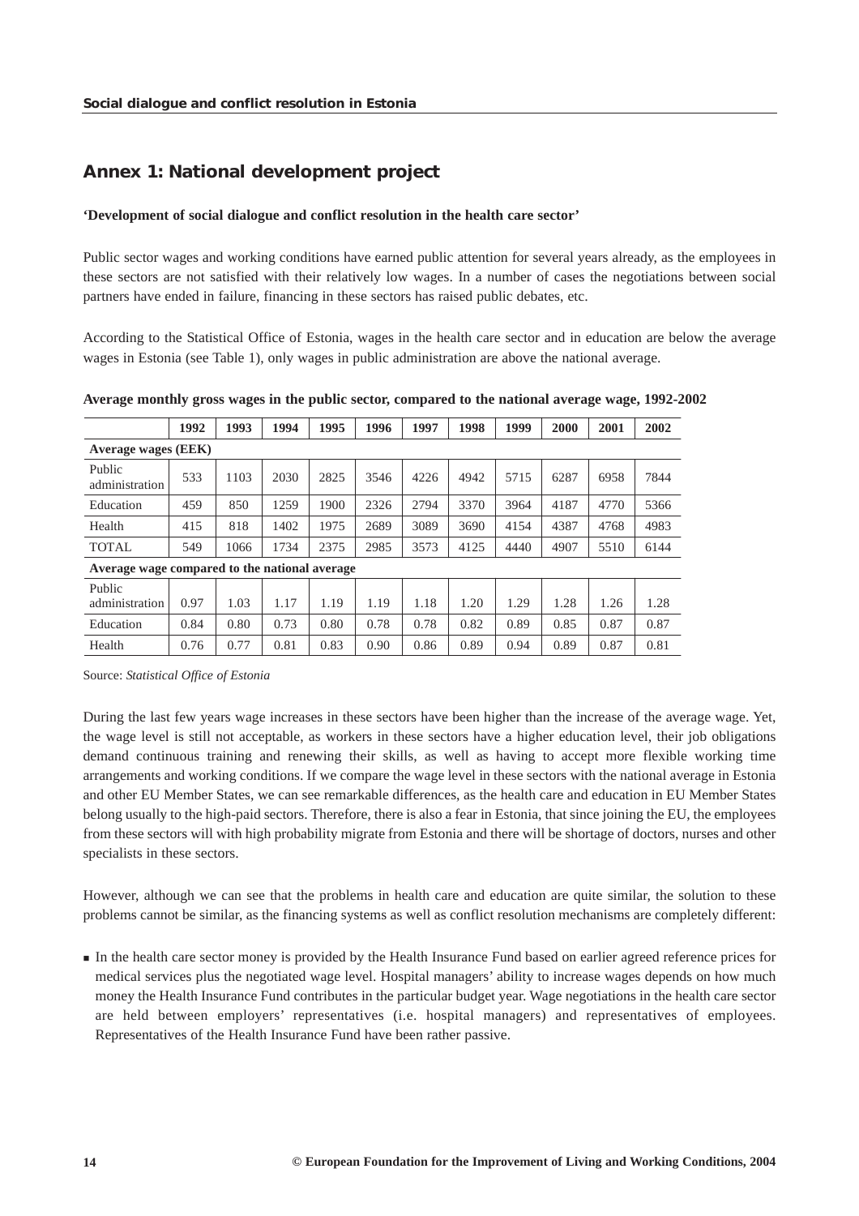## Annex 1: National development project

**'Development of social dialogue and conflict resolution in the health care sector'**

Public sector wages and working conditions have earned public attention for several years already, as the employees in these sectors are not satisfied with their relatively low wages. In a number of cases the negotiations between social partners have ended in failure, financing in these sectors has raised public debates, etc.

According to the Statistical Office of Estonia, wages in the health care sector and in education are below the average wages in Estonia (see Table 1), only wages in public administration are above the national average.

**Average monthly gross wages in the public sector, compared to the national average wage, 1992-2002**

| | 1992 | 1993 | 1994 | 1995 | 1996 | 1997 | 1998 | 1999 | 2000 | 2001 | 2002 |
|---|---|---|---|---|---|---|---|---|---|---|---|
| **Average wages (EEK)** | | | | | | | | | | | |
| Public administration | 533 | 1103 | 2030 | 2825 | 3546 | 4226 | 4942 | 5715 | 6287 | 6958 | 7844 |
| Education | 459 | 850 | 1259 | 1900 | 2326 | 2794 | 3370 | 3964 | 4187 | 4770 | 5366 |
| Health | 415 | 818 | 1402 | 1975 | 2689 | 3089 | 3690 | 4154 | 4387 | 4768 | 4983 |
| TOTAL | 549 | 1066 | 1734 | 2375 | 2985 | 3573 | 4125 | 4440 | 4907 | 5510 | 6144 |
| **Average wage compared to the national average** | | | | | | | | | | | |
| Public administration | 0.97 | 1.03 | 1.17 | 1.19 | 1.19 | 1.18 | 1.20 | 1.29 | 1.28 | 1.26 | 1.28 |
| Education | 0.84 | 0.80 | 0.73 | 0.80 | 0.78 | 0.78 | 0.82 | 0.89 | 0.85 | 0.87 | 0.87 |
| Health | 0.76 | 0.77 | 0.81 | 0.83 | 0.90 | 0.86 | 0.89 | 0.94 | 0.89 | 0.87 | 0.81 |

Source: *Statistical Office of Estonia*

During the last few years wage increases in these sectors have been higher than the increase of the average wage. Yet, the wage level is still not acceptable, as workers in these sectors have a higher education level, their job obligations demand continuous training and renewing their skills, as well as having to accept more flexible working time arrangements and working conditions. If we compare the wage level in these sectors with the national average in Estonia and other EU Member States, we can see remarkable differences, as the health care and education in EU Member States belong usually to the high-paid sectors. Therefore, there is also a fear in Estonia, that since joining the EU, the employees from these sectors will with high probability migrate from Estonia and there will be shortage of doctors, nurses and other specialists in these sectors.

However, although we can see that the problems in health care and education are quite similar, the solution to these problems cannot be similar, as the financing systems as well as conflict resolution mechanisms are completely different:

- In the health care sector money is provided by the Health Insurance Fund based on earlier agreed reference prices for medical services plus the negotiated wage level. Hospital managers' ability to increase wages depends on how much money the Health Insurance Fund contributes in the particular budget year. Wage negotiations in the health care sector are held between employers' representatives (i.e. hospital managers) and representatives of employees. Representatives of the Health Insurance Fund have been rather passive.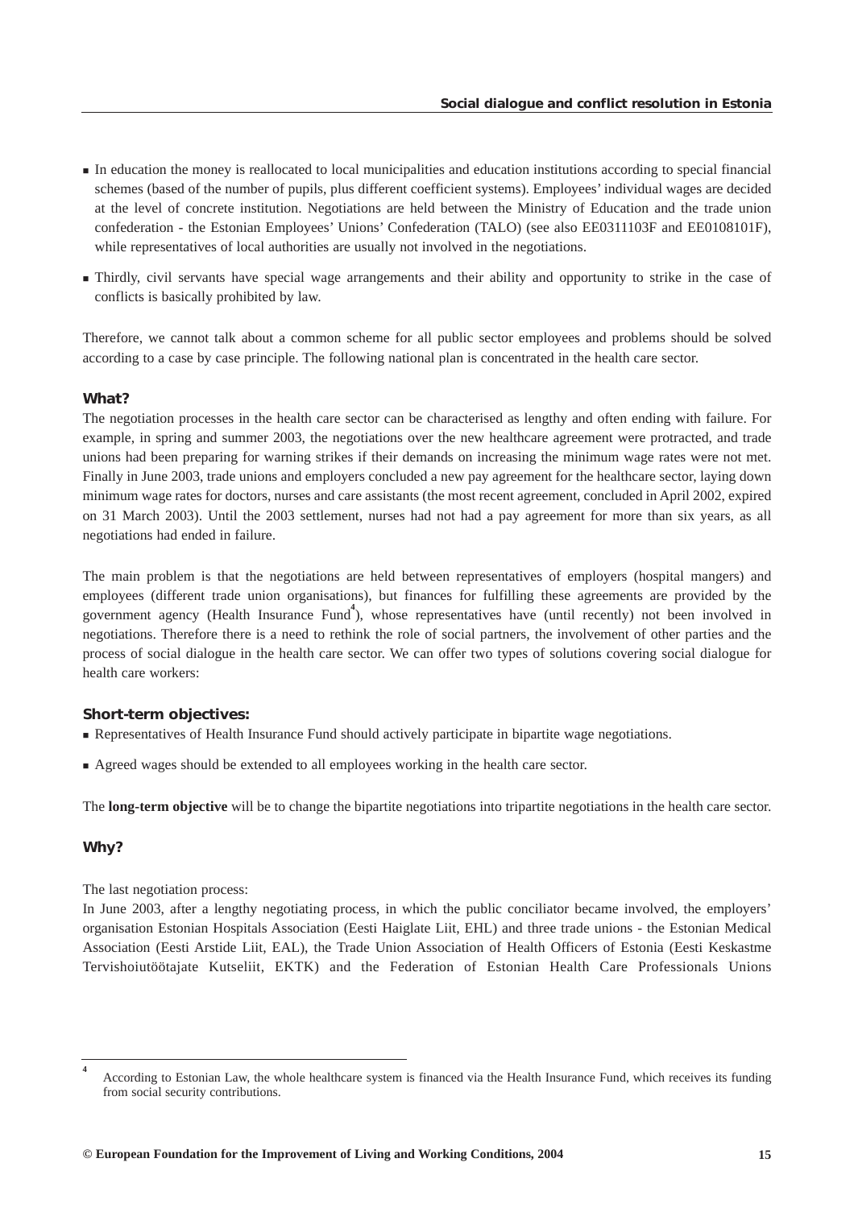- In education the money is reallocated to local municipalities and education institutions according to special financial schemes (based of the number of pupils, plus different coefficient systems). Employees' individual wages are decided at the level of concrete institution. Negotiations are held between the Ministry of Education and the trade union confederation - the Estonian Employees' Unions' Confederation (TALO) (see also EE0311103F and EE0108101F), while representatives of local authorities are usually not involved in the negotiations.
- Thirdly, civil servants have special wage arrangements and their ability and opportunity to strike in the case of conflicts is basically prohibited by law.

Therefore, we cannot talk about a common scheme for all public sector employees and problems should be solved according to a case by case principle. The following national plan is concentrated in the health care sector.

### What?

The negotiation processes in the health care sector can be characterised as lengthy and often ending with failure. For example, in spring and summer 2003, the negotiations over the new healthcare agreement were protracted, and trade unions had been preparing for warning strikes if their demands on increasing the minimum wage rates were not met. Finally in June 2003, trade unions and employers concluded a new pay agreement for the healthcare sector, laying down minimum wage rates for doctors, nurses and care assistants (the most recent agreement, concluded in April 2002, expired on 31 March 2003). Until the 2003 settlement, nurses had not had a pay agreement for more than six years, as all negotiations had ended in failure.

The main problem is that the negotiations are held between representatives of employers (hospital mangers) and employees (different trade union organisations), but finances for fulfilling these agreements are provided by the government agency (Health Insurance Fund[4]), whose representatives have (until recently) not been involved in negotiations. Therefore there is a need to rethink the role of social partners, the involvement of other parties and the process of social dialogue in the health care sector. We can offer two types of solutions covering social dialogue for health care workers:

### Short-term objectives:

- Representatives of Health Insurance Fund should actively participate in bipartite wage negotiations.
- Agreed wages should be extended to all employees working in the health care sector.

The **long-term objective** will be to change the bipartite negotiations into tripartite negotiations in the health care sector.

### Why?

The last negotiation process:

In June 2003, after a lengthy negotiating process, in which the public conciliator became involved, the employers' organisation Estonian Hospitals Association (Eesti Haiglate Liit, EHL) and three trade unions - the Estonian Medical Association (Eesti Arstide Liit, EAL), the Trade Union Association of Health Officers of Estonia (Eesti Keskastme Tervishoiutöötajate Kutseliit, EKTK) and the Federation of Estonian Health Care Professionals Unions

---

[4] According to Estonian Law, the whole healthcare system is financed via the Health Insurance Fund, which receives its funding from social security contributions.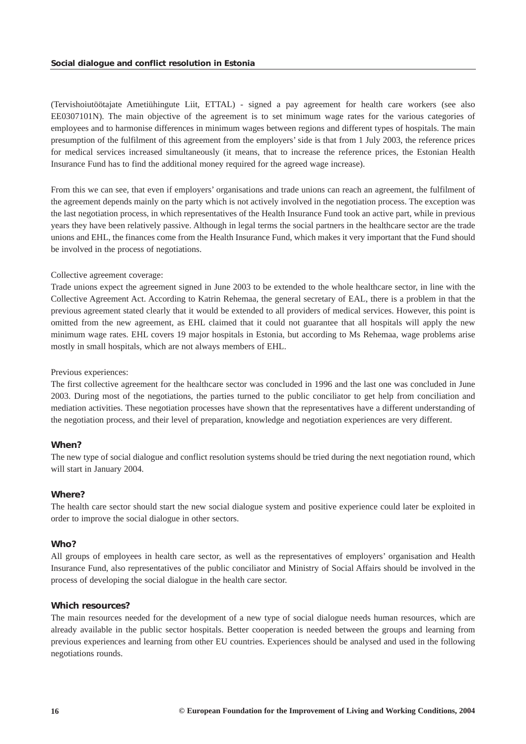(Tervishoiutöötajate Ametiühingute Liit, ETTAL) - signed a pay agreement for health care workers (see also EE0307101N). The main objective of the agreement is to set minimum wage rates for the various categories of employees and to harmonise differences in minimum wages between regions and different types of hospitals. The main presumption of the fulfilment of this agreement from the employers' side is that from 1 July 2003, the reference prices for medical services increased simultaneously (it means, that to increase the reference prices, the Estonian Health Insurance Fund has to find the additional money required for the agreed wage increase).

From this we can see, that even if employers' organisations and trade unions can reach an agreement, the fulfilment of the agreement depends mainly on the party which is not actively involved in the negotiation process. The exception was the last negotiation process, in which representatives of the Health Insurance Fund took an active part, while in previous years they have been relatively passive. Although in legal terms the social partners in the healthcare sector are the trade unions and EHL, the finances come from the Health Insurance Fund, which makes it very important that the Fund should be involved in the process of negotiations.

Collective agreement coverage:

Trade unions expect the agreement signed in June 2003 to be extended to the whole healthcare sector, in line with the Collective Agreement Act. According to Katrin Rehemaa, the general secretary of EAL, there is a problem in that the previous agreement stated clearly that it would be extended to all providers of medical services. However, this point is omitted from the new agreement, as EHL claimed that it could not guarantee that all hospitals will apply the new minimum wage rates. EHL covers 19 major hospitals in Estonia, but according to Ms Rehemaa, wage problems arise mostly in small hospitals, which are not always members of EHL.

Previous experiences:

The first collective agreement for the healthcare sector was concluded in 1996 and the last one was concluded in June 2003. During most of the negotiations, the parties turned to the public conciliator to get help from conciliation and mediation activities. These negotiation processes have shown that the representatives have a different understanding of the negotiation process, and their level of preparation, knowledge and negotiation experiences are very different.

### When?

The new type of social dialogue and conflict resolution systems should be tried during the next negotiation round, which will start in January 2004.

### Where?

The health care sector should start the new social dialogue system and positive experience could later be exploited in order to improve the social dialogue in other sectors.

### Who?

All groups of employees in health care sector, as well as the representatives of employers' organisation and Health Insurance Fund, also representatives of the public conciliator and Ministry of Social Affairs should be involved in the process of developing the social dialogue in the health care sector.

### Which resources?

The main resources needed for the development of a new type of social dialogue needs human resources, which are already available in the public sector hospitals. Better cooperation is needed between the groups and learning from previous experiences and learning from other EU countries. Experiences should be analysed and used in the following negotiations rounds.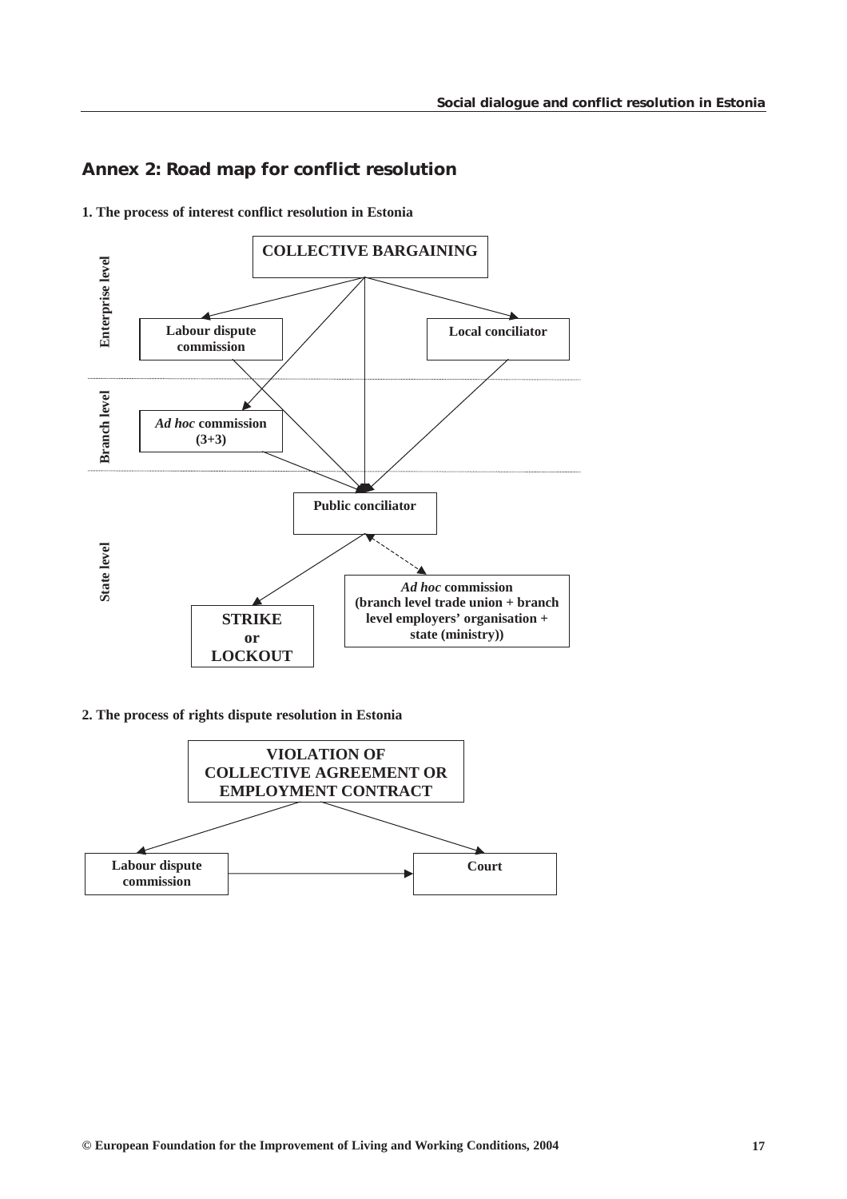## Annex 2: Road map for conflict resolution

**1. The process of interest conflict resolution in Estonia**

Enterprise level

**COLLECTIVE BARGAINING**

**Labour dispute commission**

**Local conciliator**

Branch level

***Ad hoc* commission (3+3)**

State level

**Public conciliator**

**STRIKE or LOCKOUT**

***Ad hoc* commission (branch level trade union + branch level employers' organisation + state (ministry))**

**2. The process of rights dispute resolution in Estonia**

**VIOLATION OF COLLECTIVE AGREEMENT OR EMPLOYMENT CONTRACT**

**Labour dispute commission**

**Court**

© European Foundation for the Improvement of Living and Working Conditions, 2004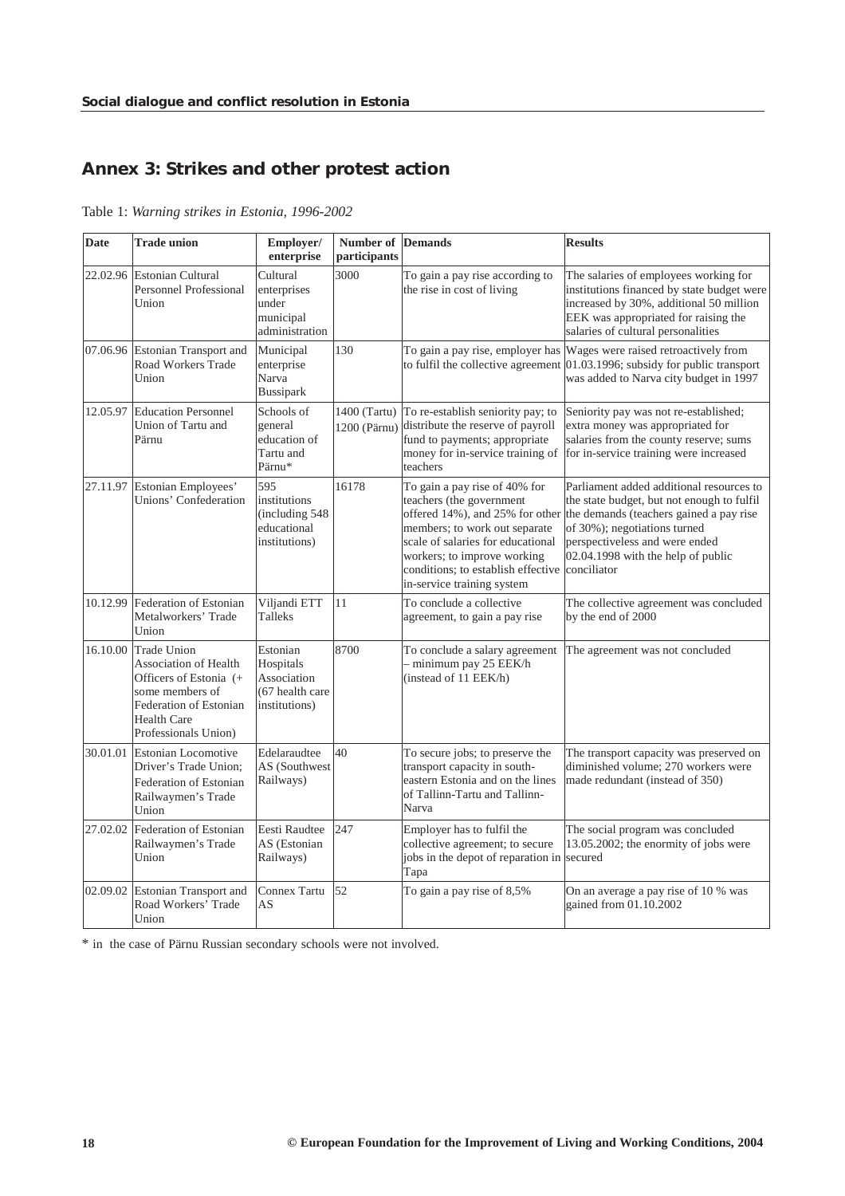## Annex 3: Strikes and other protest action

Table 1: *Warning strikes in Estonia, 1996-2002*

| Date | Trade union | Employer/ enterprise | Number of participants | Demands | Results |
|---|---|---|---|---|---|
| 22.02.96 | Estonian Cultural Personnel Professional Union | Cultural enterprises under municipal administration | 3000 | To gain a pay rise according to the rise in cost of living | The salaries of employees working for institutions financed by state budget were increased by 30%, additional 50 million EEK was appropriated for raising the salaries of cultural personalities |
| 07.06.96 | Estonian Transport and Road Workers Trade Union | Municipal enterprise Narva Bussipark | 130 | To gain a pay rise, employer has to fulfil the collective agreement | Wages were raised retroactively from 01.03.1996; subsidy for public transport was added to Narva city budget in 1997 |
| 12.05.97 | Education Personnel Union of Tartu and Pärnu | Schools of general education of Tartu and Pärnu* | 1400 (Tartu) 1200 (Pärnu) | To re-establish seniority pay; to distribute the reserve of payroll fund to payments; appropriate money for in-service training of teachers | Seniority pay was not re-established; extra money was appropriated for salaries from the county reserve; sums for in-service training were increased |
| 27.11.97 | Estonian Employees' Unions' Confederation | 595 institutions (including 548 educational institutions) | 16178 | To gain a pay rise of 40% for teachers (the government offered 14%), and 25% for other members; to work out separate scale of salaries for educational workers; to improve working conditions; to establish effective in-service training system | Parliament added additional resources to the state budget, but not enough to fulfil the demands (teachers gained a pay rise of 30%); negotiations turned perspectiveless and were ended 02.04.1998 with the help of public conciliator |
| 10.12.99 | Federation of Estonian Metalworkers' Trade Union | Viljandi ETT Talleks | 11 | To conclude a collective agreement, to gain a pay rise | The collective agreement was concluded by the end of 2000 |
| 16.10.00 | Trade Union Association of Health Officers of Estonia (+ some members of Federation of Estonian Health Care Professionals Union) | Estonian Hospitals Association (67 health care institutions) | 8700 | To conclude a salary agreement – minimum pay 25 EEK/h (instead of 11 EEK/h) | The agreement was not concluded |
| 30.01.01 | Estonian Locomotive Driver's Trade Union; Federation of Estonian Railwaymen's Trade Union | Edelaraudtee AS (Southwest Railways) | 40 | To secure jobs; to preserve the transport capacity in south-eastern Estonia and on the lines of Tallinn-Tartu and Tallinn-Narva | The transport capacity was preserved on diminished volume; 270 workers were made redundant (instead of 350) |
| 27.02.02 | Federation of Estonian Railwaymen's Trade Union | Eesti Raudtee AS (Estonian Railways) | 247 | Employer has to fulfil the collective agreement; to secure jobs in the depot of reparation in Tapa | The social program was concluded 13.05.2002; the enormity of jobs were secured |
| 02.09.02 | Estonian Transport and Road Workers' Trade Union | Connex Tartu AS | 52 | To gain a pay rise of 8,5% | On an average a pay rise of 10 % was gained from 01.10.2002 |

\* in the case of Pärnu Russian secondary schools were not involved.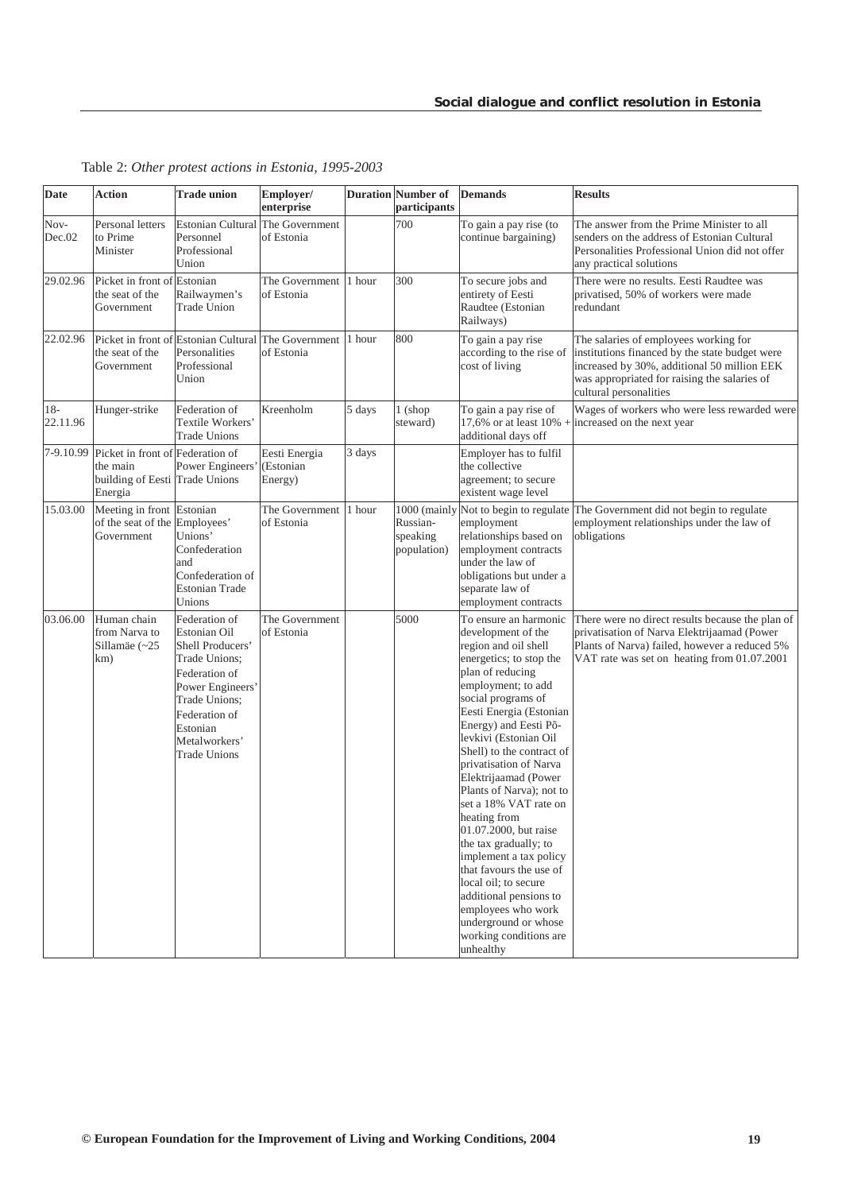Table 2: *Other protest actions in Estonia, 1995-2003*

| Date | Action | Trade union | Employer/ enterprise | Duration | Number of participants | Demands | Results |
|---|---|---|---|---|---|---|---|
| Nov-Dec.02 | Personal letters to Prime Minister | Estonian Cultural Personnel Professional Union | The Government of Estonia | | 700 | To gain a pay rise (to continue bargaining) | The answer from the Prime Minister to all senders on the address of Estonian Cultural Personalities Professional Union did not offer any practical solutions |
| 29.02.96 | Picket in front of the seat of the Government | Estonian Railwaymen's Trade Union | The Government of Estonia | 1 hour | 300 | To secure jobs and entirety of Eesti Raudtee (Estonian Railways) | There were no results. Eesti Raudtee was privatised, 50% of workers were made redundant |
| 22.02.96 | Picket in front of the seat of the Government | Estonian Cultural Personalities Professional Union | The Government of Estonia | 1 hour | 800 | To gain a pay rise according to the rise of cost of living | The salaries of employees working for institutions financed by the state budget were increased by 30%, additional 50 million EEK was appropriated for raising the salaries of cultural personalities |
| 18-22.11.96 | Hunger-strike | Federation of Textile Workers' Trade Unions | Kreenholm | 5 days | 1 (shop steward) | To gain a pay rise of 17,6% or at least 10% + additional days off | Wages of workers who were less rewarded were increased on the next year |
| 7-9.10.99 | Picket in front of the main building of Eesti Energia | Federation of Power Engineers' Trade Unions | Eesti Energia (Estonian Energy) | 3 days | | Employer has to fulfil the collective agreement; to secure existent wage level | |
| 15.03.00 | Meeting in front of the seat of the Government | Estonian Employees' Unions' Confederation and Confederation of Estonian Trade Unions | The Government of Estonia | 1 hour | 1000 (mainly Russian-speaking population) | Not to begin to regulate employment relationships based on employment contracts under the law of obligations but under a separate law of employment contracts | The Government did not begin to regulate employment relationships under the law of obligations |
| 03.06.00 | Human chain from Narva to Sillamäe (~25 km) | Federation of Estonian Oil Shell Producers' Trade Unions; Federation of Power Engineers' Trade Unions; Federation of Estonian Metalworkers' Trade Unions | The Government of Estonia | | 5000 | To ensure an harmonic development of the region and oil shell energetics; to stop the plan of reducing employment; to add social programs of Eesti Energia (Estonian Energy) and Eesti Põlevkivi (Estonian Oil Shell) to the contract of privatisation of Narva Elektrijaamad (Power Plants of Narva); not to set a 18% VAT rate on heating from 01.07.2000, but raise the tax gradually; to implement a tax policy that favours the use of local oil; to secure additional pensions to employees who work underground or whose working conditions are unhealthy | There were no direct results because the plan of privatisation of Narva Elektrijaamad (Power Plants of Narva) failed, however a reduced 5% VAT rate was set on heating from 01.07.2001 |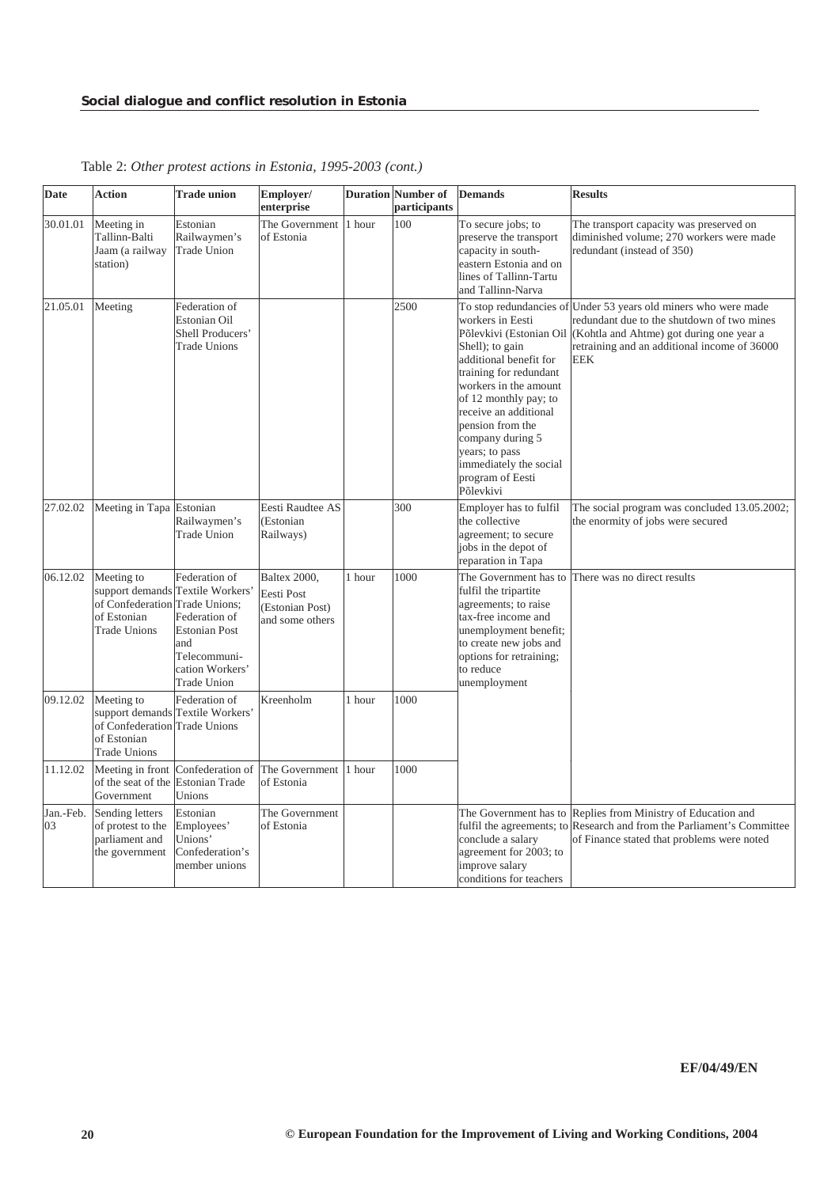Table 2: *Other protest actions in Estonia, 1995-2003 (cont.)*

| Date | Action | Trade union | Employer/ enterprise | Duration | Number of participants | Demands | Results |
|---|---|---|---|---|---|---|---|
| 30.01.01 | Meeting in Tallinn-Balti Jaam (a railway station) | Estonian Railwaymen's Trade Union | The Government of Estonia | 1 hour | 100 | To secure jobs; to preserve the transport capacity in south-eastern Estonia and on lines of Tallinn-Tartu and Tallinn-Narva | The transport capacity was preserved on diminished volume; 270 workers were made redundant (instead of 350) |
| 21.05.01 | Meeting | Federation of Estonian Oil Shell Producers' Trade Unions | | | 2500 | To stop redundancies of workers in Eesti Põlevkivi (Estonian Oil Shell); to gain additional benefit for training for redundant workers in the amount of 12 monthly pay; to receive an additional pension from the company during 5 years; to pass immediately the social program of Eesti Põlevkivi | Under 53 years old miners who were made redundant due to the shutdown of two mines (Kohtla and Ahtme) got during one year a retraining and an additional income of 36000 EEK |
| 27.02.02 | Meeting in Tapa | Estonian Railwaymen's Trade Union | Eesti Raudtee AS (Estonian Railways) | | 300 | Employer has to fulfil the collective agreement; to secure jobs in the depot of reparation in Tapa | The social program was concluded 13.05.2002; the enormity of jobs were secured |
| 06.12.02 | Meeting to support demands of Confederation of Estonian Trade Unions | Federation of Textile Workers' Trade Unions; Federation of Estonian Post and Telecommunication Workers' Trade Union | Baltex 2000, Eesti Post (Estonian Post) and some others | 1 hour | 1000 | The Government has to fulfil the tripartite agreements; to raise tax-free income and unemployment benefit; to create new jobs and options for retraining; to reduce unemployment | There was no direct results |
| 09.12.02 | Meeting to support demands of Confederation of Estonian Trade Unions | Federation of Textile Workers' Trade Unions | Kreenholm | 1 hour | 1000 | | |
| 11.12.02 | Meeting in front of the seat of the Government | Confederation of Estonian Trade Unions | The Government of Estonia | 1 hour | 1000 | | |
| Jan.-Feb. 03 | Sending letters of protest to the parliament and the government | Estonian Employees' Unions' Confederation's member unions | The Government of Estonia | | | The Government has to fulfil the agreements; to conclude a salary agreement for 2003; to improve salary conditions for teachers | Replies from Ministry of Education and Research and from the Parliament's Committee of Finance stated that problems were noted |

EF/04/49/EN